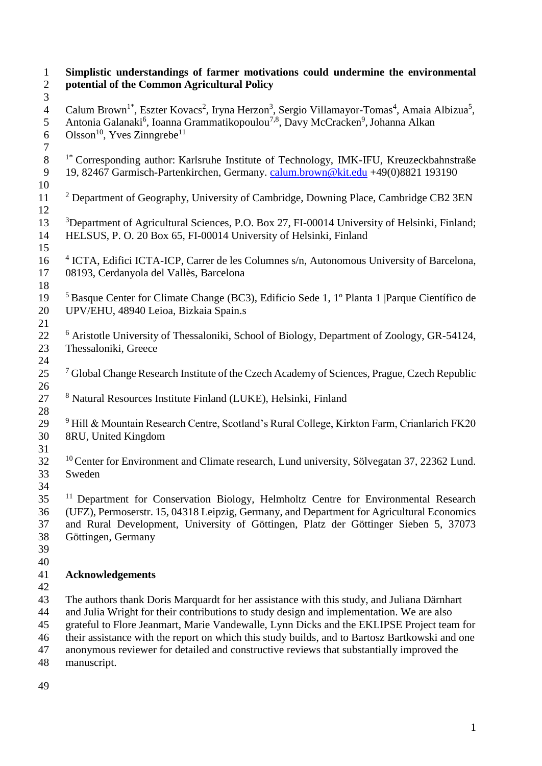# Simplistic understandings of farmer motivations could undermine the environmental potential of the Common Agricultural Policy

Calum Brown[1*], Eszter Kovacs[2], Iryna Herzon[3], Sergio Villamayor-Tomas[4], Amaia Albizua[5], Antonia Galanaki[6], Ioanna Grammatikopoulou[7,8], Davy McCracken[9], Johanna Alkan Olsson[10], Yves Zinngrebe[11]

[1*] Corresponding author: Karlsruhe Institute of Technology, IMK-IFU, Kreuzeckbahnstraße 19, 82467 Garmisch-Partenkirchen, Germany. calum.brown@kit.edu +49(0)8821 193190

[2] Department of Geography, University of Cambridge, Downing Place, Cambridge CB2 3EN

[3]Department of Agricultural Sciences, P.O. Box 27, FI-00014 University of Helsinki, Finland; HELSUS, P. O. 20 Box 65, FI-00014 University of Helsinki, Finland

[4] ICTA, Edifici ICTA-ICP, Carrer de les Columnes s/n, Autonomous University of Barcelona, 08193, Cerdanyola del Vallès, Barcelona

[5] Basque Center for Climate Change (BC3), Edificio Sede 1, 1º Planta 1 |Parque Científico de UPV/EHU, 48940 Leioa, Bizkaia Spain.s

[6] Aristotle University of Thessaloniki, School of Biology, Department of Zoology, GR-54124, Thessaloniki, Greece

[7] Global Change Research Institute of the Czech Academy of Sciences, Prague, Czech Republic

[8] Natural Resources Institute Finland (LUKE), Helsinki, Finland

[9] Hill & Mountain Research Centre, Scotland's Rural College, Kirkton Farm, Crianlarich FK20 8RU, United Kingdom

[10] Center for Environment and Climate research, Lund university, Sölvegatan 37, 22362 Lund. Sweden

[11] Department for Conservation Biology, Helmholtz Centre for Environmental Research (UFZ), Permoserstr. 15, 04318 Leipzig, Germany, and Department for Agricultural Economics and Rural Development, University of Göttingen, Platz der Göttinger Sieben 5, 37073 Göttingen, Germany

## Acknowledgements

The authors thank Doris Marquardt for her assistance with this study, and Juliana Därnhart and Julia Wright for their contributions to study design and implementation. We are also grateful to Flore Jeanmart, Marie Vandewalle, Lynn Dicks and the EKLIPSE Project team for their assistance with the report on which this study builds, and to Bartosz Bartkowski and one anonymous reviewer for detailed and constructive reviews that substantially improved the manuscript.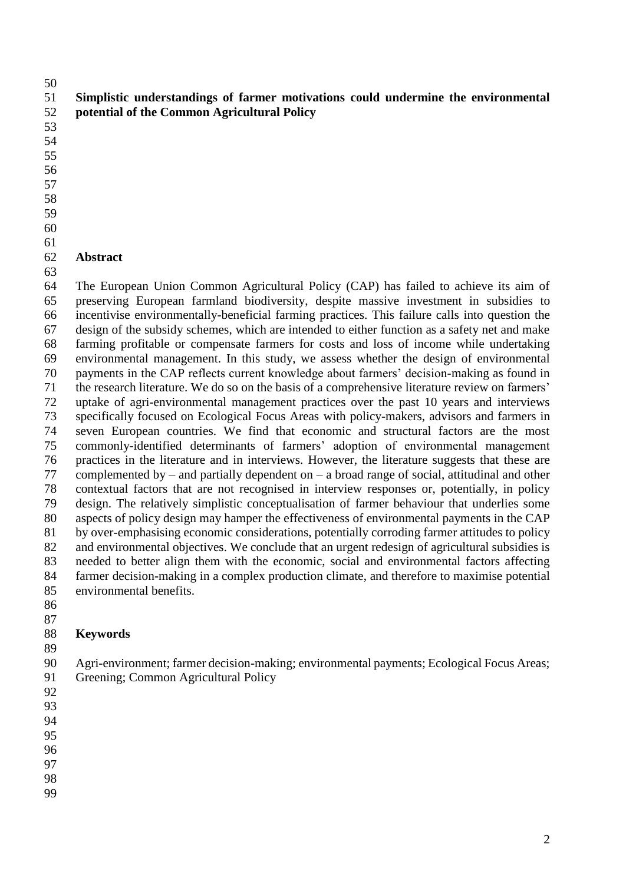# Simplistic understandings of farmer motivations could undermine the environmental potential of the Common Agricultural Policy

## Abstract

The European Union Common Agricultural Policy (CAP) has failed to achieve its aim of preserving European farmland biodiversity, despite massive investment in subsidies to incentivise environmentally-beneficial farming practices. This failure calls into question the design of the subsidy schemes, which are intended to either function as a safety net and make farming profitable or compensate farmers for costs and loss of income while undertaking environmental management. In this study, we assess whether the design of environmental payments in the CAP reflects current knowledge about farmers' decision-making as found in the research literature. We do so on the basis of a comprehensive literature review on farmers' uptake of agri-environmental management practices over the past 10 years and interviews specifically focused on Ecological Focus Areas with policy-makers, advisors and farmers in seven European countries. We find that economic and structural factors are the most commonly-identified determinants of farmers' adoption of environmental management practices in the literature and in interviews. However, the literature suggests that these are complemented by – and partially dependent on – a broad range of social, attitudinal and other contextual factors that are not recognised in interview responses or, potentially, in policy design. The relatively simplistic conceptualisation of farmer behaviour that underlies some aspects of policy design may hamper the effectiveness of environmental payments in the CAP by over-emphasising economic considerations, potentially corroding farmer attitudes to policy and environmental objectives. We conclude that an urgent redesign of agricultural subsidies is needed to better align them with the economic, social and environmental factors affecting farmer decision-making in a complex production climate, and therefore to maximise potential environmental benefits.

## Keywords

Agri-environment; farmer decision-making; environmental payments; Ecological Focus Areas; Greening; Common Agricultural Policy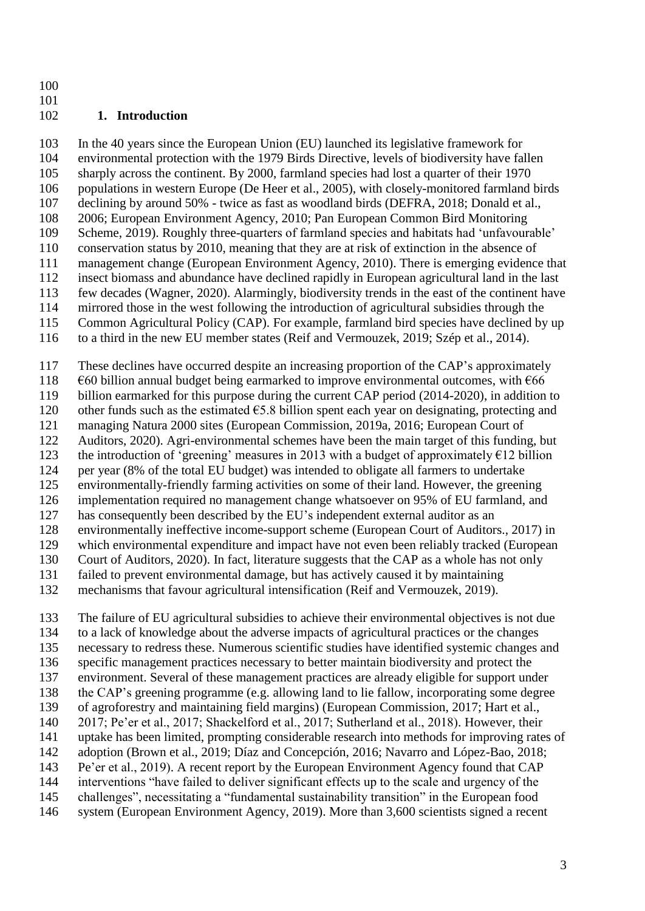# 1. Introduction

In the 40 years since the European Union (EU) launched its legislative framework for environmental protection with the 1979 Birds Directive, levels of biodiversity have fallen sharply across the continent. By 2000, farmland species had lost a quarter of their 1970 populations in western Europe (De Heer et al., 2005), with closely-monitored farmland birds declining by around 50% - twice as fast as woodland birds (DEFRA, 2018; Donald et al., 2006; European Environment Agency, 2010; Pan European Common Bird Monitoring Scheme, 2019). Roughly three-quarters of farmland species and habitats had 'unfavourable' conservation status by 2010, meaning that they are at risk of extinction in the absence of management change (European Environment Agency, 2010). There is emerging evidence that insect biomass and abundance have declined rapidly in European agricultural land in the last few decades (Wagner, 2020). Alarmingly, biodiversity trends in the east of the continent have mirrored those in the west following the introduction of agricultural subsidies through the Common Agricultural Policy (CAP). For example, farmland bird species have declined by up to a third in the new EU member states (Reif and Vermouzek, 2019; Szép et al., 2014).

These declines have occurred despite an increasing proportion of the CAP's approximately €60 billion annual budget being earmarked to improve environmental outcomes, with €66 billion earmarked for this purpose during the current CAP period (2014-2020), in addition to other funds such as the estimated €5.8 billion spent each year on designating, protecting and managing Natura 2000 sites (European Commission, 2019a, 2016; European Court of Auditors, 2020). Agri-environmental schemes have been the main target of this funding, but the introduction of 'greening' measures in 2013 with a budget of approximately €12 billion per year (8% of the total EU budget) was intended to obligate all farmers to undertake environmentally-friendly farming activities on some of their land. However, the greening implementation required no management change whatsoever on 95% of EU farmland, and has consequently been described by the EU's independent external auditor as an environmentally ineffective income-support scheme (European Court of Auditors., 2017) in which environmental expenditure and impact have not even been reliably tracked (European Court of Auditors, 2020). In fact, literature suggests that the CAP as a whole has not only failed to prevent environmental damage, but has actively caused it by maintaining mechanisms that favour agricultural intensification (Reif and Vermouzek, 2019).

The failure of EU agricultural subsidies to achieve their environmental objectives is not due to a lack of knowledge about the adverse impacts of agricultural practices or the changes necessary to redress these. Numerous scientific studies have identified systemic changes and specific management practices necessary to better maintain biodiversity and protect the environment. Several of these management practices are already eligible for support under the CAP's greening programme (e.g. allowing land to lie fallow, incorporating some degree of agroforestry and maintaining field margins) (European Commission, 2017; Hart et al., 2017; Pe'er et al., 2017; Shackelford et al., 2017; Sutherland et al., 2018). However, their uptake has been limited, prompting considerable research into methods for improving rates of adoption (Brown et al., 2019; Díaz and Concepción, 2016; Navarro and López-Bao, 2018; Pe'er et al., 2019). A recent report by the European Environment Agency found that CAP interventions "have failed to deliver significant effects up to the scale and urgency of the challenges", necessitating a "fundamental sustainability transition" in the European food system (European Environment Agency, 2019). More than 3,600 scientists signed a recent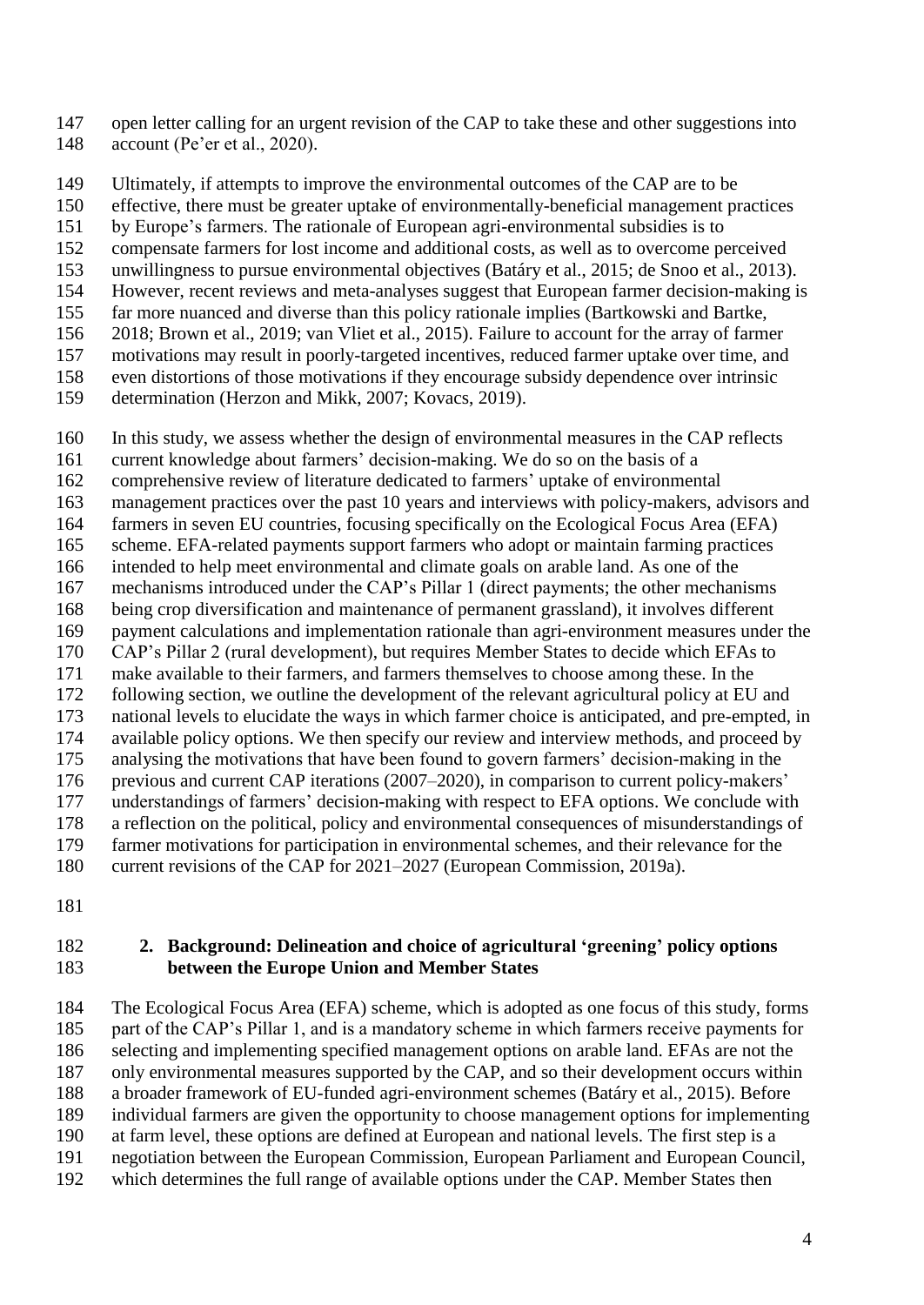open letter calling for an urgent revision of the CAP to take these and other suggestions into account (Pe'er et al., 2020).

Ultimately, if attempts to improve the environmental outcomes of the CAP are to be effective, there must be greater uptake of environmentally-beneficial management practices by Europe's farmers. The rationale of European agri-environmental subsidies is to compensate farmers for lost income and additional costs, as well as to overcome perceived unwillingness to pursue environmental objectives (Batáry et al., 2015; de Snoo et al., 2013). However, recent reviews and meta-analyses suggest that European farmer decision-making is far more nuanced and diverse than this policy rationale implies (Bartkowski and Bartke, 2018; Brown et al., 2019; van Vliet et al., 2015). Failure to account for the array of farmer motivations may result in poorly-targeted incentives, reduced farmer uptake over time, and even distortions of those motivations if they encourage subsidy dependence over intrinsic determination (Herzon and Mikk, 2007; Kovacs, 2019).

In this study, we assess whether the design of environmental measures in the CAP reflects current knowledge about farmers' decision-making. We do so on the basis of a comprehensive review of literature dedicated to farmers' uptake of environmental management practices over the past 10 years and interviews with policy-makers, advisors and farmers in seven EU countries, focusing specifically on the Ecological Focus Area (EFA) scheme. EFA-related payments support farmers who adopt or maintain farming practices intended to help meet environmental and climate goals on arable land. As one of the mechanisms introduced under the CAP's Pillar 1 (direct payments; the other mechanisms being crop diversification and maintenance of permanent grassland), it involves different payment calculations and implementation rationale than agri-environment measures under the CAP's Pillar 2 (rural development), but requires Member States to decide which EFAs to make available to their farmers, and farmers themselves to choose among these. In the following section, we outline the development of the relevant agricultural policy at EU and national levels to elucidate the ways in which farmer choice is anticipated, and pre-empted, in available policy options. We then specify our review and interview methods, and proceed by analysing the motivations that have been found to govern farmers' decision-making in the previous and current CAP iterations (2007–2020), in comparison to current policy-makers' understandings of farmers' decision-making with respect to EFA options. We conclude with a reflection on the political, policy and environmental consequences of misunderstandings of farmer motivations for participation in environmental schemes, and their relevance for the current revisions of the CAP for 2021–2027 (European Commission, 2019a).

## 2. Background: Delineation and choice of agricultural 'greening' policy options between the Europe Union and Member States

The Ecological Focus Area (EFA) scheme, which is adopted as one focus of this study, forms part of the CAP's Pillar 1, and is a mandatory scheme in which farmers receive payments for selecting and implementing specified management options on arable land. EFAs are not the only environmental measures supported by the CAP, and so their development occurs within a broader framework of EU-funded agri-environment schemes (Batáry et al., 2015). Before individual farmers are given the opportunity to choose management options for implementing at farm level, these options are defined at European and national levels. The first step is a negotiation between the European Commission, European Parliament and European Council, which determines the full range of available options under the CAP. Member States then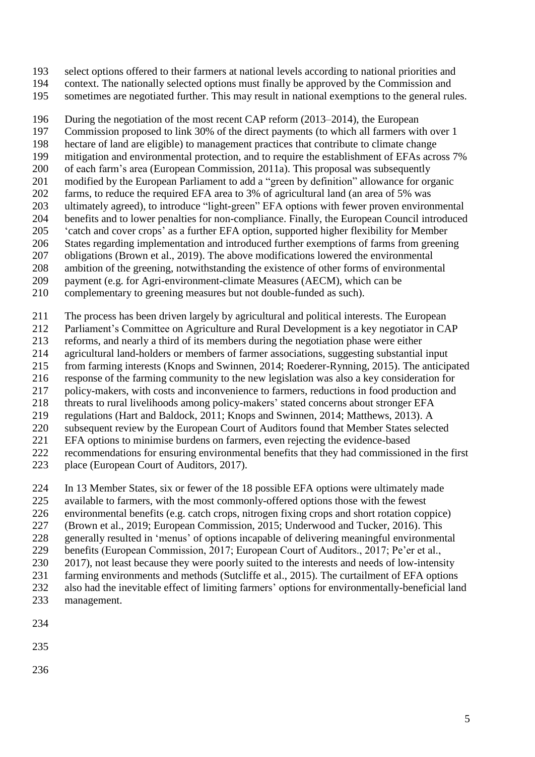select options offered to their farmers at national levels according to national priorities and context. The nationally selected options must finally be approved by the Commission and sometimes are negotiated further. This may result in national exemptions to the general rules.

During the negotiation of the most recent CAP reform (2013–2014), the European Commission proposed to link 30% of the direct payments (to which all farmers with over 1 hectare of land are eligible) to management practices that contribute to climate change mitigation and environmental protection, and to require the establishment of EFAs across 7% of each farm's area (European Commission, 2011a). This proposal was subsequently modified by the European Parliament to add a "green by definition" allowance for organic farms, to reduce the required EFA area to 3% of agricultural land (an area of 5% was ultimately agreed), to introduce "light-green" EFA options with fewer proven environmental benefits and to lower penalties for non-compliance. Finally, the European Council introduced 'catch and cover crops' as a further EFA option, supported higher flexibility for Member States regarding implementation and introduced further exemptions of farms from greening obligations (Brown et al., 2019). The above modifications lowered the environmental ambition of the greening, notwithstanding the existence of other forms of environmental payment (e.g. for Agri-environment-climate Measures (AECM), which can be complementary to greening measures but not double-funded as such).

The process has been driven largely by agricultural and political interests. The European Parliament's Committee on Agriculture and Rural Development is a key negotiator in CAP reforms, and nearly a third of its members during the negotiation phase were either agricultural land-holders or members of farmer associations, suggesting substantial input from farming interests (Knops and Swinnen, 2014; Roederer-Rynning, 2015). The anticipated response of the farming community to the new legislation was also a key consideration for policy-makers, with costs and inconvenience to farmers, reductions in food production and threats to rural livelihoods among policy-makers' stated concerns about stronger EFA regulations (Hart and Baldock, 2011; Knops and Swinnen, 2014; Matthews, 2013). A subsequent review by the European Court of Auditors found that Member States selected EFA options to minimise burdens on farmers, even rejecting the evidence-based recommendations for ensuring environmental benefits that they had commissioned in the first place (European Court of Auditors, 2017).

In 13 Member States, six or fewer of the 18 possible EFA options were ultimately made available to farmers, with the most commonly-offered options those with the fewest environmental benefits (e.g. catch crops, nitrogen fixing crops and short rotation coppice) (Brown et al., 2019; European Commission, 2015; Underwood and Tucker, 2016). This generally resulted in 'menus' of options incapable of delivering meaningful environmental benefits (European Commission, 2017; European Court of Auditors., 2017; Pe'er et al., 2017), not least because they were poorly suited to the interests and needs of low-intensity farming environments and methods (Sutcliffe et al., 2015). The curtailment of EFA options also had the inevitable effect of limiting farmers' options for environmentally-beneficial land management.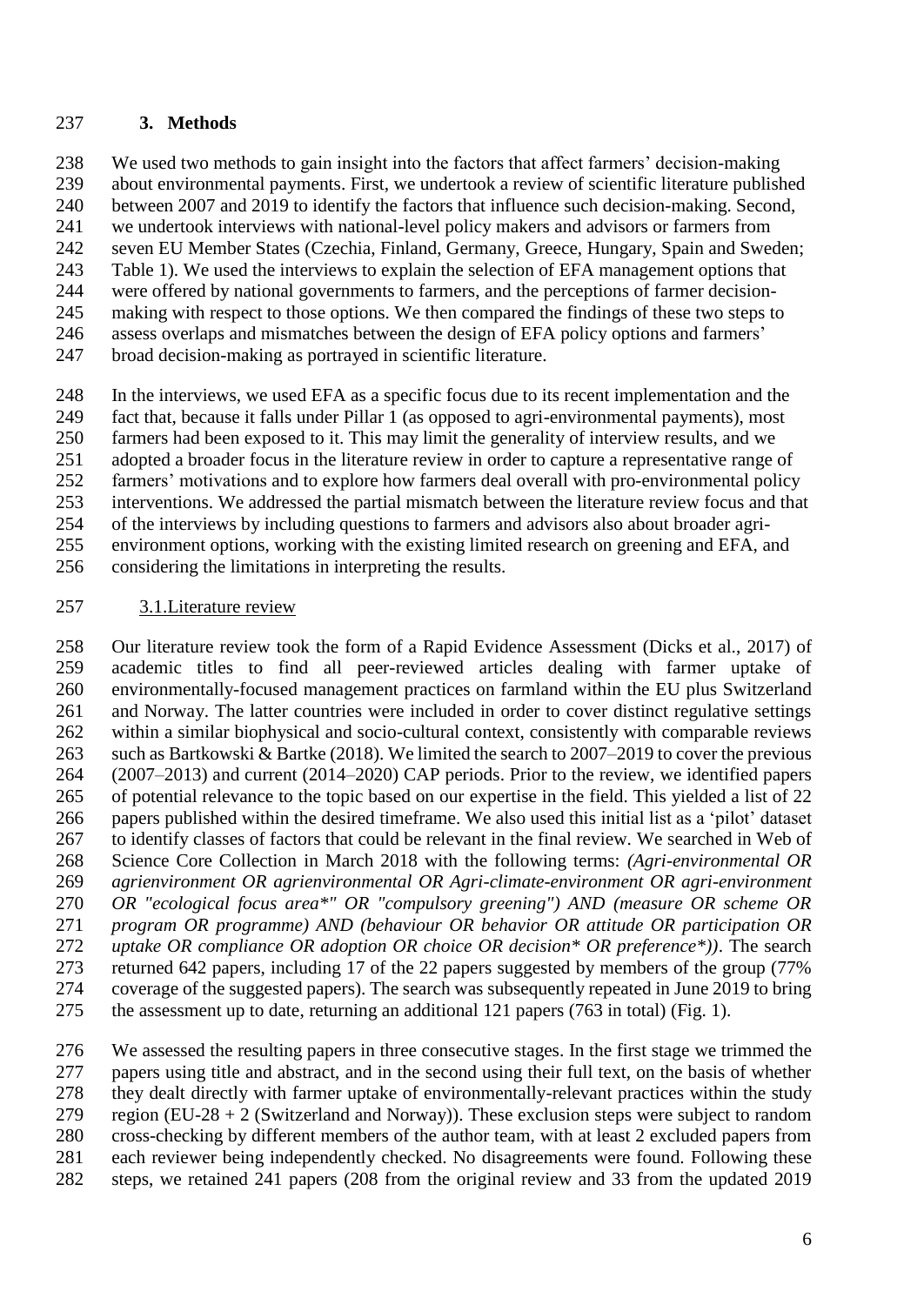## 3. Methods

We used two methods to gain insight into the factors that affect farmers' decision-making about environmental payments. First, we undertook a review of scientific literature published between 2007 and 2019 to identify the factors that influence such decision-making. Second, we undertook interviews with national-level policy makers and advisors or farmers from seven EU Member States (Czechia, Finland, Germany, Greece, Hungary, Spain and Sweden; Table 1). We used the interviews to explain the selection of EFA management options that were offered by national governments to farmers, and the perceptions of farmer decision-making with respect to those options. We then compared the findings of these two steps to assess overlaps and mismatches between the design of EFA policy options and farmers' broad decision-making as portrayed in scientific literature.

In the interviews, we used EFA as a specific focus due to its recent implementation and the fact that, because it falls under Pillar 1 (as opposed to agri-environmental payments), most farmers had been exposed to it. This may limit the generality of interview results, and we adopted a broader focus in the literature review in order to capture a representative range of farmers' motivations and to explore how farmers deal overall with pro-environmental policy interventions. We addressed the partial mismatch between the literature review focus and that of the interviews by including questions to farmers and advisors also about broader agri-environment options, working with the existing limited research on greening and EFA, and considering the limitations in interpreting the results.

### 3.1. Literature review

Our literature review took the form of a Rapid Evidence Assessment (Dicks et al., 2017) of academic titles to find all peer-reviewed articles dealing with farmer uptake of environmentally-focused management practices on farmland within the EU plus Switzerland and Norway. The latter countries were included in order to cover distinct regulative settings within a similar biophysical and socio-cultural context, consistently with comparable reviews such as Bartkowski & Bartke (2018). We limited the search to 2007–2019 to cover the previous (2007–2013) and current (2014–2020) CAP periods. Prior to the review, we identified papers of potential relevance to the topic based on our expertise in the field. This yielded a list of 22 papers published within the desired timeframe. We also used this initial list as a 'pilot' dataset to identify classes of factors that could be relevant in the final review. We searched in Web of Science Core Collection in March 2018 with the following terms: *(Agri-environmental OR agrienvironment OR agrienvironmental OR Agri-climate-environment OR agri-environment OR "ecological focus area*" OR "compulsory greening") AND (measure OR scheme OR program OR programme) AND (behaviour OR behavior OR attitude OR participation OR uptake OR compliance OR adoption OR choice OR decision* OR preference*))*. The search returned 642 papers, including 17 of the 22 papers suggested by members of the group (77% coverage of the suggested papers). The search was subsequently repeated in June 2019 to bring the assessment up to date, returning an additional 121 papers (763 in total) (Fig. 1).

We assessed the resulting papers in three consecutive stages. In the first stage we trimmed the papers using title and abstract, and in the second using their full text, on the basis of whether they dealt directly with farmer uptake of environmentally-relevant practices within the study region (EU-28 + 2 (Switzerland and Norway)). These exclusion steps were subject to random cross-checking by different members of the author team, with at least 2 excluded papers from each reviewer being independently checked. No disagreements were found. Following these steps, we retained 241 papers (208 from the original review and 33 from the updated 2019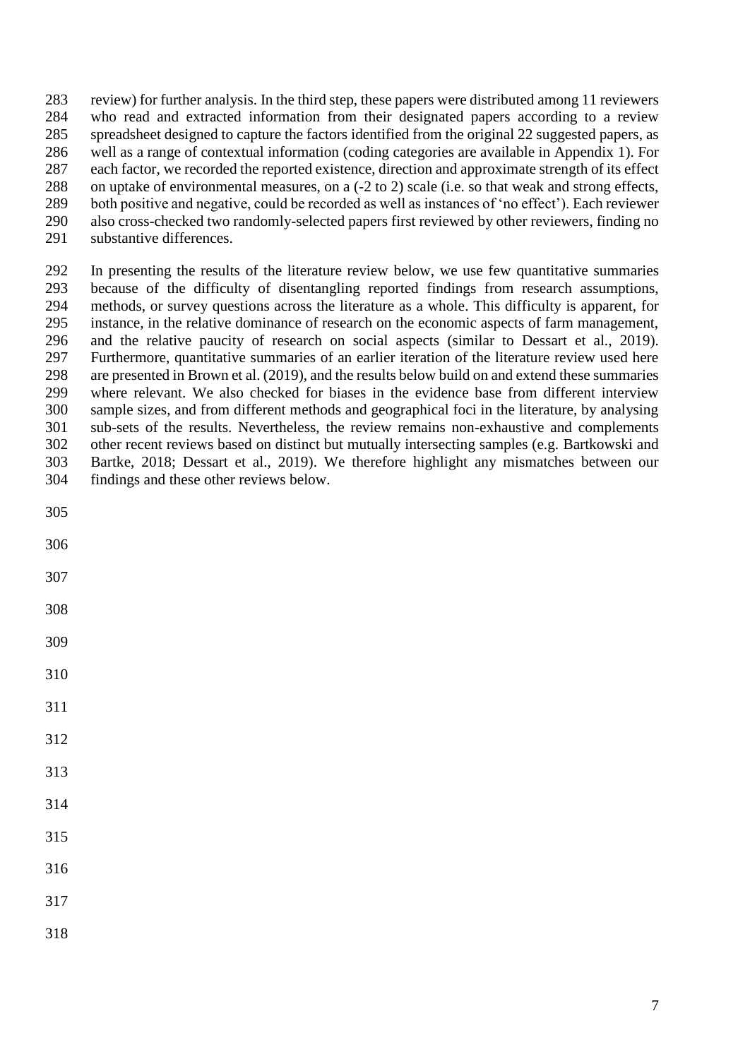review) for further analysis. In the third step, these papers were distributed among 11 reviewers who read and extracted information from their designated papers according to a review spreadsheet designed to capture the factors identified from the original 22 suggested papers, as well as a range of contextual information (coding categories are available in Appendix 1). For each factor, we recorded the reported existence, direction and approximate strength of its effect on uptake of environmental measures, on a (-2 to 2) scale (i.e. so that weak and strong effects, both positive and negative, could be recorded as well as instances of 'no effect'). Each reviewer also cross-checked two randomly-selected papers first reviewed by other reviewers, finding no substantive differences.

In presenting the results of the literature review below, we use few quantitative summaries because of the difficulty of disentangling reported findings from research assumptions, methods, or survey questions across the literature as a whole. This difficulty is apparent, for instance, in the relative dominance of research on the economic aspects of farm management, and the relative paucity of research on social aspects (similar to Dessart et al., 2019). Furthermore, quantitative summaries of an earlier iteration of the literature review used here are presented in Brown et al. (2019), and the results below build on and extend these summaries where relevant. We also checked for biases in the evidence base from different interview sample sizes, and from different methods and geographical foci in the literature, by analysing sub-sets of the results. Nevertheless, the review remains non-exhaustive and complements other recent reviews based on distinct but mutually intersecting samples (e.g. Bartkowski and Bartke, 2018; Dessart et al., 2019). We therefore highlight any mismatches between our findings and these other reviews below.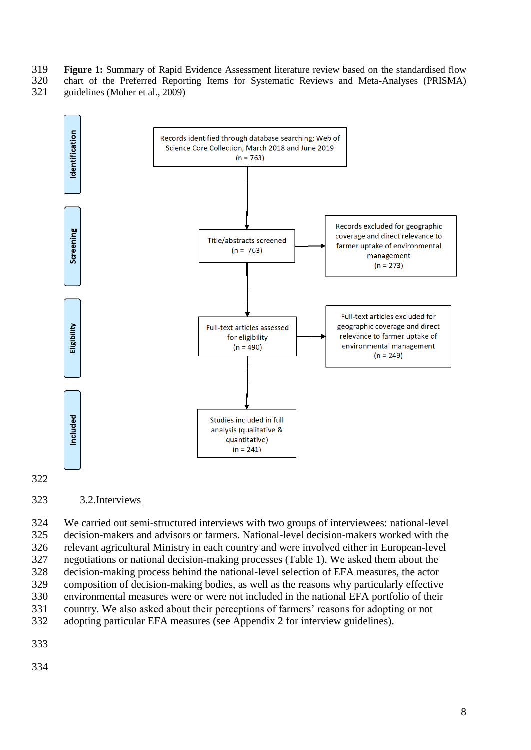**Figure 1:** Summary of Rapid Evidence Assessment literature review based on the standardised flow chart of the Preferred Reporting Items for Systematic Reviews and Meta-Analyses (PRISMA) guidelines (Moher et al., 2009)

| Stage | Step | Excluded |
|---|---|---|
| Identification | Records identified through database searching; Web of Science Core Collection, March 2018 and June 2019 (n = 763) | |
| Screening | Title/abstracts screened (n = 763) | Records excluded for geographic coverage and direct relevance to farmer uptake of environmental management (n = 273) |
| Eligibility | Full-text articles assessed for eligibility (n = 490) | Full-text articles excluded for geographic coverage and direct relevance to farmer uptake of environmental management (n = 249) |
| Included | Studies included in full analysis (qualitative & quantitative) (n = 241) | |

## 3.2.Interviews

We carried out semi-structured interviews with two groups of interviewees: national-level decision-makers and advisors or farmers. National-level decision-makers worked with the relevant agricultural Ministry in each country and were involved either in European-level negotiations or national decision-making processes (Table 1). We asked them about the decision-making process behind the national-level selection of EFA measures, the actor composition of decision-making bodies, as well as the reasons why particularly effective environmental measures were or were not included in the national EFA portfolio of their country. We also asked about their perceptions of farmers' reasons for adopting or not adopting particular EFA measures (see Appendix 2 for interview guidelines).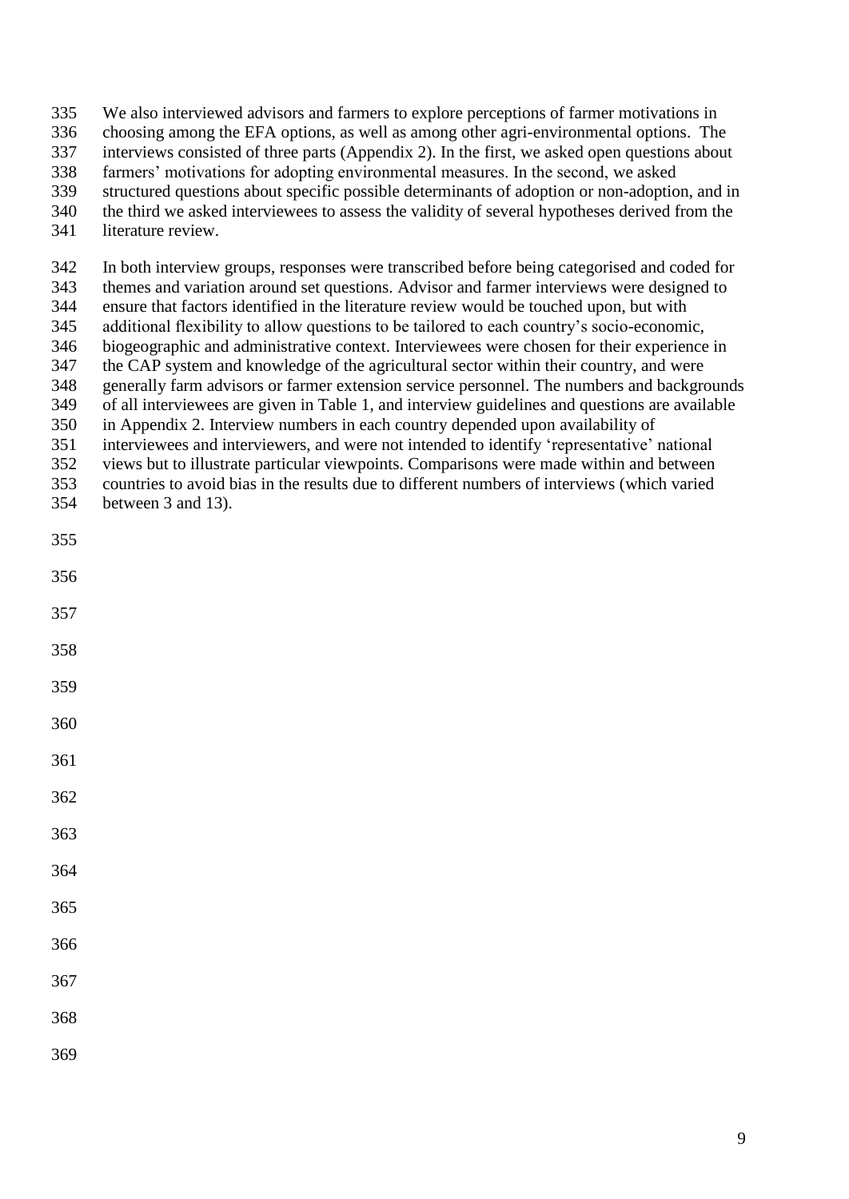We also interviewed advisors and farmers to explore perceptions of farmer motivations in choosing among the EFA options, as well as among other agri-environmental options. The interviews consisted of three parts (Appendix 2). In the first, we asked open questions about farmers' motivations for adopting environmental measures. In the second, we asked structured questions about specific possible determinants of adoption or non-adoption, and in the third we asked interviewees to assess the validity of several hypotheses derived from the literature review.

In both interview groups, responses were transcribed before being categorised and coded for themes and variation around set questions. Advisor and farmer interviews were designed to ensure that factors identified in the literature review would be touched upon, but with additional flexibility to allow questions to be tailored to each country's socio-economic, biogeographic and administrative context. Interviewees were chosen for their experience in the CAP system and knowledge of the agricultural sector within their country, and were generally farm advisors or farmer extension service personnel. The numbers and backgrounds of all interviewees are given in Table 1, and interview guidelines and questions are available in Appendix 2. Interview numbers in each country depended upon availability of interviewees and interviewers, and were not intended to identify 'representative' national views but to illustrate particular viewpoints. Comparisons were made within and between countries to avoid bias in the results due to different numbers of interviews (which varied between 3 and 13).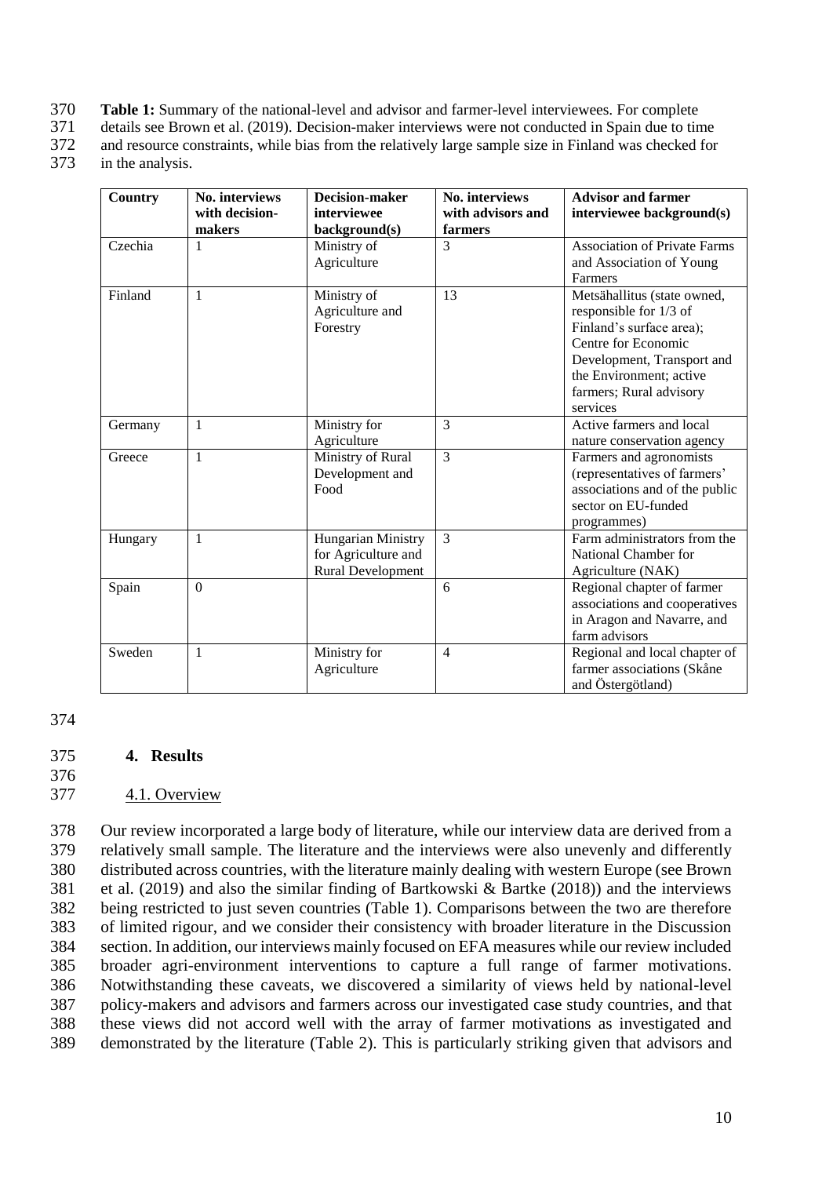**Table 1:** Summary of the national-level and advisor and farmer-level interviewees. For complete details see Brown et al. (2019). Decision-maker interviews were not conducted in Spain due to time and resource constraints, while bias from the relatively large sample size in Finland was checked for in the analysis.

| Country | No. interviews with decision-makers | Decision-maker interviewee background(s) | No. interviews with advisors and farmers | Advisor and farmer interviewee background(s) |
|---|---|---|---|---|
| Czechia | 1 | Ministry of Agriculture | 3 | Association of Private Farms and Association of Young Farmers |
| Finland | 1 | Ministry of Agriculture and Forestry | 13 | Metsähallitus (state owned, responsible for 1/3 of Finland's surface area); Centre for Economic Development, Transport and the Environment; active farmers; Rural advisory services |
| Germany | 1 | Ministry for Agriculture | 3 | Active farmers and local nature conservation agency |
| Greece | 1 | Ministry of Rural Development and Food | 3 | Farmers and agronomists (representatives of farmers' associations and of the public sector on EU-funded programmes) |
| Hungary | 1 | Hungarian Ministry for Agriculture and Rural Development | 3 | Farm administrators from the National Chamber for Agriculture (NAK) |
| Spain | 0 | | 6 | Regional chapter of farmer associations and cooperatives in Aragon and Navarre, and farm advisors |
| Sweden | 1 | Ministry for Agriculture | 4 | Regional and local chapter of farmer associations (Skåne and Östergötland) |

## 4. Results

### 4.1. Overview

Our review incorporated a large body of literature, while our interview data are derived from a relatively small sample. The literature and the interviews were also unevenly and differently distributed across countries, with the literature mainly dealing with western Europe (see Brown et al. (2019) and also the similar finding of Bartkowski & Bartke (2018)) and the interviews being restricted to just seven countries (Table 1). Comparisons between the two are therefore of limited rigour, and we consider their consistency with broader literature in the Discussion section. In addition, our interviews mainly focused on EFA measures while our review included broader agri-environment interventions to capture a full range of farmer motivations. Notwithstanding these caveats, we discovered a similarity of views held by national-level policy-makers and advisors and farmers across our investigated case study countries, and that these views did not accord well with the array of farmer motivations as investigated and demonstrated by the literature (Table 2). This is particularly striking given that advisors and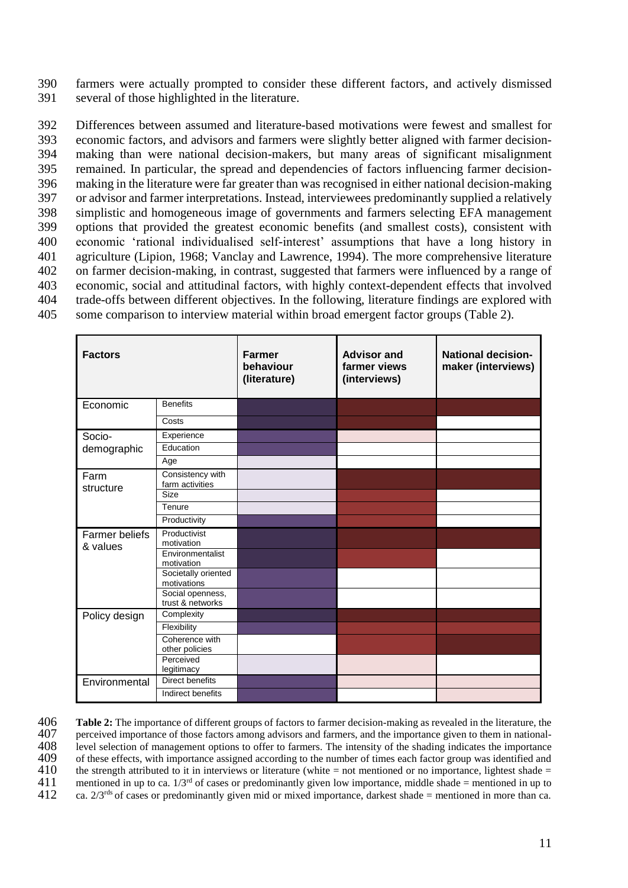farmers were actually prompted to consider these different factors, and actively dismissed several of those highlighted in the literature.

Differences between assumed and literature-based motivations were fewest and smallest for economic factors, and advisors and farmers were slightly better aligned with farmer decision-making than were national decision-makers, but many areas of significant misalignment remained. In particular, the spread and dependencies of factors influencing farmer decision-making in the literature were far greater than was recognised in either national decision-making or advisor and farmer interpretations. Instead, interviewees predominantly supplied a relatively simplistic and homogeneous image of governments and farmers selecting EFA management options that provided the greatest economic benefits (and smallest costs), consistent with economic 'rational individualised self-interest' assumptions that have a long history in agriculture (Lipion, 1968; Vanclay and Lawrence, 1994). The more comprehensive literature on farmer decision-making, in contrast, suggested that farmers were influenced by a range of economic, social and attitudinal factors, with highly context-dependent effects that involved trade-offs between different objectives. In the following, literature findings are explored with some comparison to interview material within broad emergent factor groups (Table 2).

| Factors | | Farmer behaviour (literature) | Advisor and farmer views (interviews) | National decision-maker (interviews) |
|---|---|---|---|---|
| Economic | Benefits | darkest | darkest | darkest |
| | Costs | darkest | darkest | |
| Socio-demographic | Experience | middle | lightest | |
| | Education | middle | | |
| | Age | lightest | | |
| Farm structure | Consistency with farm activities | lightest | darkest | darkest |
| | Size | lightest | middle | |
| | Tenure | lightest | middle | |
| | Productivity | middle | middle | |
| Farmer beliefs & values | Productivist motivation | darkest | darkest | darkest |
| | Environmentalist motivation | darkest | middle | |
| | Societally oriented motivations | middle | | |
| | Social openness, trust & networks | middle | | |
| Policy design | Complexity | darkest | darkest | darkest |
| | Flexibility | middle | middle | middle |
| | Coherence with other policies | | middle | darkest |
| | Perceived legitimacy | lightest | lightest | |
| Environmental | Direct benefits | middle | lightest | lightest |
| | Indirect benefits | middle | | lightest |

**Table 2:** The importance of different groups of factors to farmer decision-making as revealed in the literature, the perceived importance of those factors among advisors and farmers, and the importance given to them in national-level selection of management options to offer to farmers. The intensity of the shading indicates the importance of these effects, with importance assigned according to the number of times each factor group was identified and the strength attributed to it in interviews or literature (white = not mentioned or no importance, lightest shade = mentioned in up to ca. 1/3[rd] of cases or predominantly given low importance, middle shade = mentioned in up to ca. 2/3[rds] of cases or predominantly given mid or mixed importance, darkest shade = mentioned in more than ca.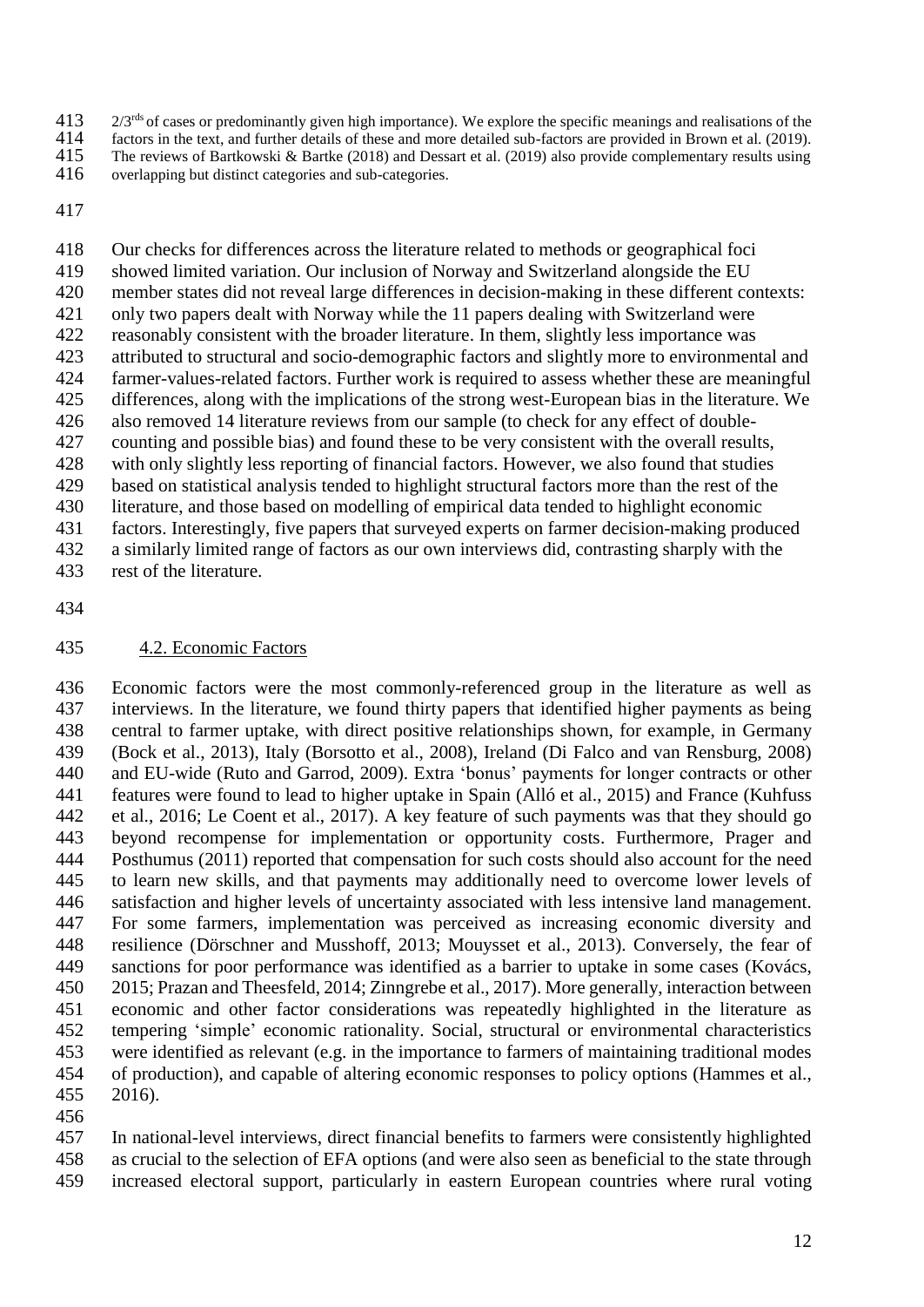2/3rds of cases or predominantly given high importance). We explore the specific meanings and realisations of the factors in the text, and further details of these and more detailed sub-factors are provided in Brown et al. (2019). The reviews of Bartkowski & Bartke (2018) and Dessart et al. (2019) also provide complementary results using overlapping but distinct categories and sub-categories.

Our checks for differences across the literature related to methods or geographical foci showed limited variation. Our inclusion of Norway and Switzerland alongside the EU member states did not reveal large differences in decision-making in these different contexts: only two papers dealt with Norway while the 11 papers dealing with Switzerland were reasonably consistent with the broader literature. In them, slightly less importance was attributed to structural and socio-demographic factors and slightly more to environmental and farmer-values-related factors. Further work is required to assess whether these are meaningful differences, along with the implications of the strong west-European bias in the literature. We also removed 14 literature reviews from our sample (to check for any effect of double-counting and possible bias) and found these to be very consistent with the overall results, with only slightly less reporting of financial factors. However, we also found that studies based on statistical analysis tended to highlight structural factors more than the rest of the literature, and those based on modelling of empirical data tended to highlight economic factors. Interestingly, five papers that surveyed experts on farmer decision-making produced a similarly limited range of factors as our own interviews did, contrasting sharply with the rest of the literature.

## 4.2. Economic Factors

Economic factors were the most commonly-referenced group in the literature as well as interviews. In the literature, we found thirty papers that identified higher payments as being central to farmer uptake, with direct positive relationships shown, for example, in Germany (Bock et al., 2013), Italy (Borsotto et al., 2008), Ireland (Di Falco and van Rensburg, 2008) and EU-wide (Ruto and Garrod, 2009). Extra 'bonus' payments for longer contracts or other features were found to lead to higher uptake in Spain (Alló et al., 2015) and France (Kuhfuss et al., 2016; Le Coent et al., 2017). A key feature of such payments was that they should go beyond recompense for implementation or opportunity costs. Furthermore, Prager and Posthumus (2011) reported that compensation for such costs should also account for the need to learn new skills, and that payments may additionally need to overcome lower levels of satisfaction and higher levels of uncertainty associated with less intensive land management. For some farmers, implementation was perceived as increasing economic diversity and resilience (Dörschner and Musshoff, 2013; Mouysset et al., 2013). Conversely, the fear of sanctions for poor performance was identified as a barrier to uptake in some cases (Kovács, 2015; Prazan and Theesfeld, 2014; Zinngrebe et al., 2017). More generally, interaction between economic and other factor considerations was repeatedly highlighted in the literature as tempering 'simple' economic rationality. Social, structural or environmental characteristics were identified as relevant (e.g. in the importance to farmers of maintaining traditional modes of production), and capable of altering economic responses to policy options (Hammes et al., 2016).

In national-level interviews, direct financial benefits to farmers were consistently highlighted as crucial to the selection of EFA options (and were also seen as beneficial to the state through increased electoral support, particularly in eastern European countries where rural voting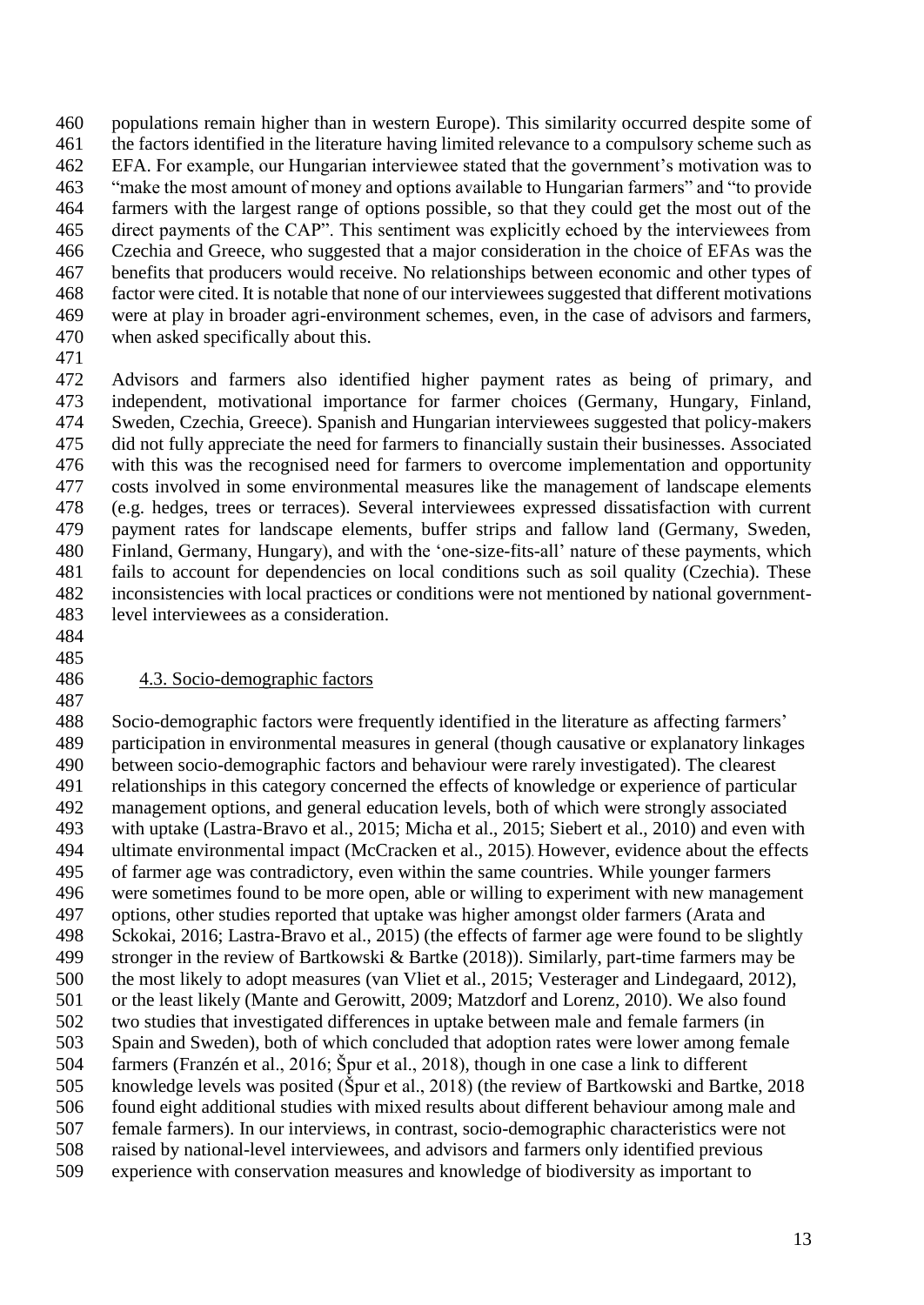populations remain higher than in western Europe). This similarity occurred despite some of the factors identified in the literature having limited relevance to a compulsory scheme such as EFA. For example, our Hungarian interviewee stated that the government's motivation was to "make the most amount of money and options available to Hungarian farmers" and "to provide farmers with the largest range of options possible, so that they could get the most out of the direct payments of the CAP". This sentiment was explicitly echoed by the interviewees from Czechia and Greece, who suggested that a major consideration in the choice of EFAs was the benefits that producers would receive. No relationships between economic and other types of factor were cited. It is notable that none of our interviewees suggested that different motivations were at play in broader agri-environment schemes, even, in the case of advisors and farmers, when asked specifically about this.

Advisors and farmers also identified higher payment rates as being of primary, and independent, motivational importance for farmer choices (Germany, Hungary, Finland, Sweden, Czechia, Greece). Spanish and Hungarian interviewees suggested that policy-makers did not fully appreciate the need for farmers to financially sustain their businesses. Associated with this was the recognised need for farmers to overcome implementation and opportunity costs involved in some environmental measures like the management of landscape elements (e.g. hedges, trees or terraces). Several interviewees expressed dissatisfaction with current payment rates for landscape elements, buffer strips and fallow land (Germany, Sweden, Finland, Germany, Hungary), and with the 'one-size-fits-all' nature of these payments, which fails to account for dependencies on local conditions such as soil quality (Czechia). These inconsistencies with local practices or conditions were not mentioned by national government-level interviewees as a consideration.

### 4.3. Socio-demographic factors

Socio-demographic factors were frequently identified in the literature as affecting farmers' participation in environmental measures in general (though causative or explanatory linkages between socio-demographic factors and behaviour were rarely investigated). The clearest relationships in this category concerned the effects of knowledge or experience of particular management options, and general education levels, both of which were strongly associated with uptake (Lastra-Bravo et al., 2015; Micha et al., 2015; Siebert et al., 2010) and even with ultimate environmental impact (McCracken et al., 2015). However, evidence about the effects of farmer age was contradictory, even within the same countries. While younger farmers were sometimes found to be more open, able or willing to experiment with new management options, other studies reported that uptake was higher amongst older farmers (Arata and Sckokai, 2016; Lastra-Bravo et al., 2015) (the effects of farmer age were found to be slightly stronger in the review of Bartkowski & Bartke (2018)). Similarly, part-time farmers may be the most likely to adopt measures (van Vliet et al., 2015; Vesterager and Lindegaard, 2012), or the least likely (Mante and Gerowitt, 2009; Matzdorf and Lorenz, 2010). We also found two studies that investigated differences in uptake between male and female farmers (in Spain and Sweden), both of which concluded that adoption rates were lower among female farmers (Franzén et al., 2016; Špur et al., 2018), though in one case a link to different knowledge levels was posited (Špur et al., 2018) (the review of Bartkowski and Bartke, 2018 found eight additional studies with mixed results about different behaviour among male and female farmers). In our interviews, in contrast, socio-demographic characteristics were not raised by national-level interviewees, and advisors and farmers only identified previous experience with conservation measures and knowledge of biodiversity as important to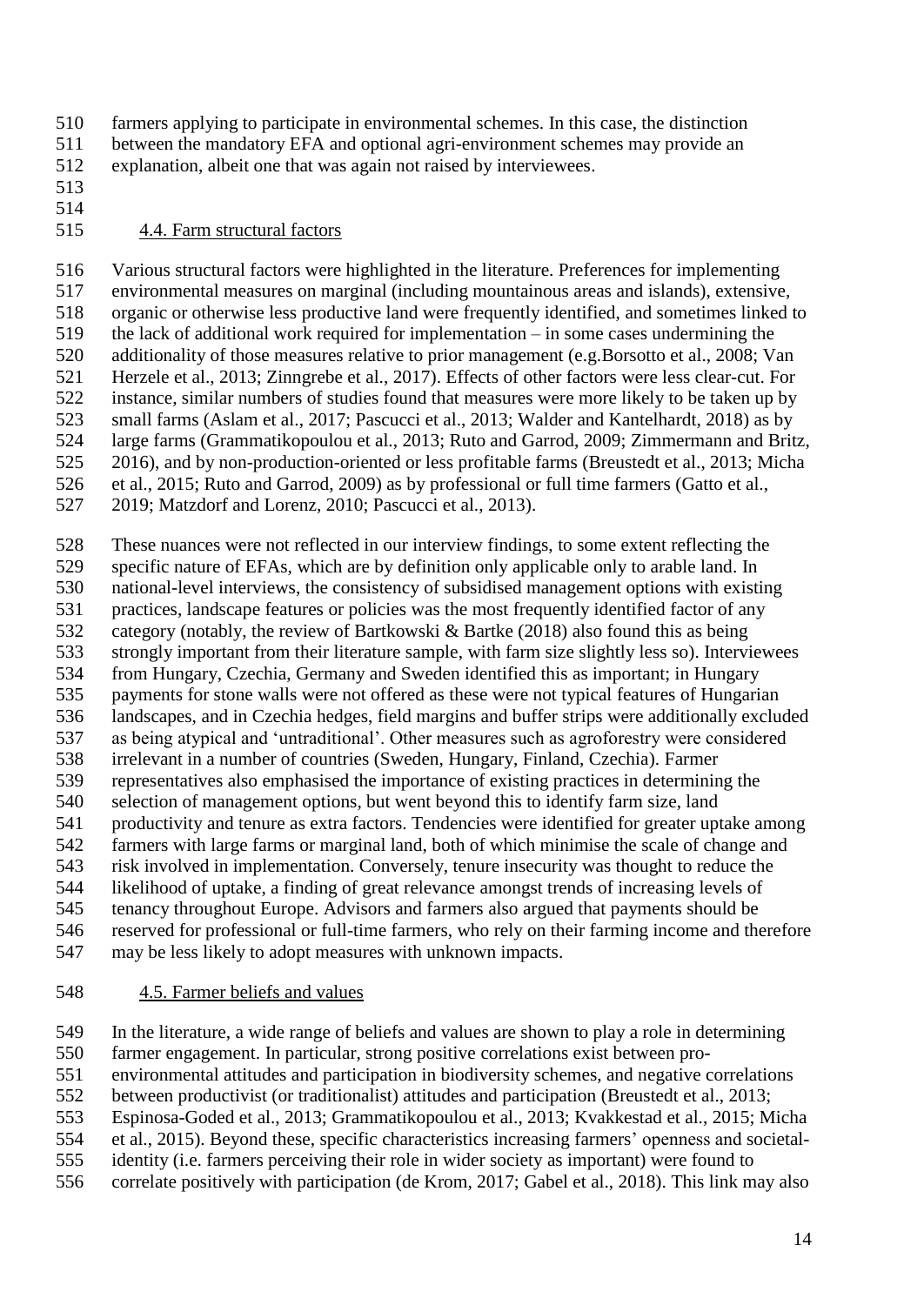farmers applying to participate in environmental schemes. In this case, the distinction between the mandatory EFA and optional agri-environment schemes may provide an explanation, albeit one that was again not raised by interviewees.

### 4.4. Farm structural factors

Various structural factors were highlighted in the literature. Preferences for implementing environmental measures on marginal (including mountainous areas and islands), extensive, organic or otherwise less productive land were frequently identified, and sometimes linked to the lack of additional work required for implementation – in some cases undermining the additionality of those measures relative to prior management (e.g.Borsotto et al., 2008; Van Herzele et al., 2013; Zinngrebe et al., 2017). Effects of other factors were less clear-cut. For instance, similar numbers of studies found that measures were more likely to be taken up by small farms (Aslam et al., 2017; Pascucci et al., 2013; Walder and Kantelhardt, 2018) as by large farms (Grammatikopoulou et al., 2013; Ruto and Garrod, 2009; Zimmermann and Britz, 2016), and by non-production-oriented or less profitable farms (Breustedt et al., 2013; Micha et al., 2015; Ruto and Garrod, 2009) as by professional or full time farmers (Gatto et al., 2019; Matzdorf and Lorenz, 2010; Pascucci et al., 2013).

These nuances were not reflected in our interview findings, to some extent reflecting the specific nature of EFAs, which are by definition only applicable only to arable land. In national-level interviews, the consistency of subsidised management options with existing practices, landscape features or policies was the most frequently identified factor of any category (notably, the review of Bartkowski & Bartke (2018) also found this as being strongly important from their literature sample, with farm size slightly less so). Interviewees from Hungary, Czechia, Germany and Sweden identified this as important; in Hungary payments for stone walls were not offered as these were not typical features of Hungarian landscapes, and in Czechia hedges, field margins and buffer strips were additionally excluded as being atypical and 'untraditional'. Other measures such as agroforestry were considered irrelevant in a number of countries (Sweden, Hungary, Finland, Czechia). Farmer representatives also emphasised the importance of existing practices in determining the selection of management options, but went beyond this to identify farm size, land productivity and tenure as extra factors. Tendencies were identified for greater uptake among farmers with large farms or marginal land, both of which minimise the scale of change and risk involved in implementation. Conversely, tenure insecurity was thought to reduce the likelihood of uptake, a finding of great relevance amongst trends of increasing levels of tenancy throughout Europe. Advisors and farmers also argued that payments should be reserved for professional or full-time farmers, who rely on their farming income and therefore may be less likely to adopt measures with unknown impacts.

### 4.5. Farmer beliefs and values

In the literature, a wide range of beliefs and values are shown to play a role in determining farmer engagement. In particular, strong positive correlations exist between pro-environmental attitudes and participation in biodiversity schemes, and negative correlations between productivist (or traditionalist) attitudes and participation (Breustedt et al., 2013; Espinosa-Goded et al., 2013; Grammatikopoulou et al., 2013; Kvakkestad et al., 2015; Micha et al., 2015). Beyond these, specific characteristics increasing farmers' openness and societal-identity (i.e. farmers perceiving their role in wider society as important) were found to correlate positively with participation (de Krom, 2017; Gabel et al., 2018). This link may also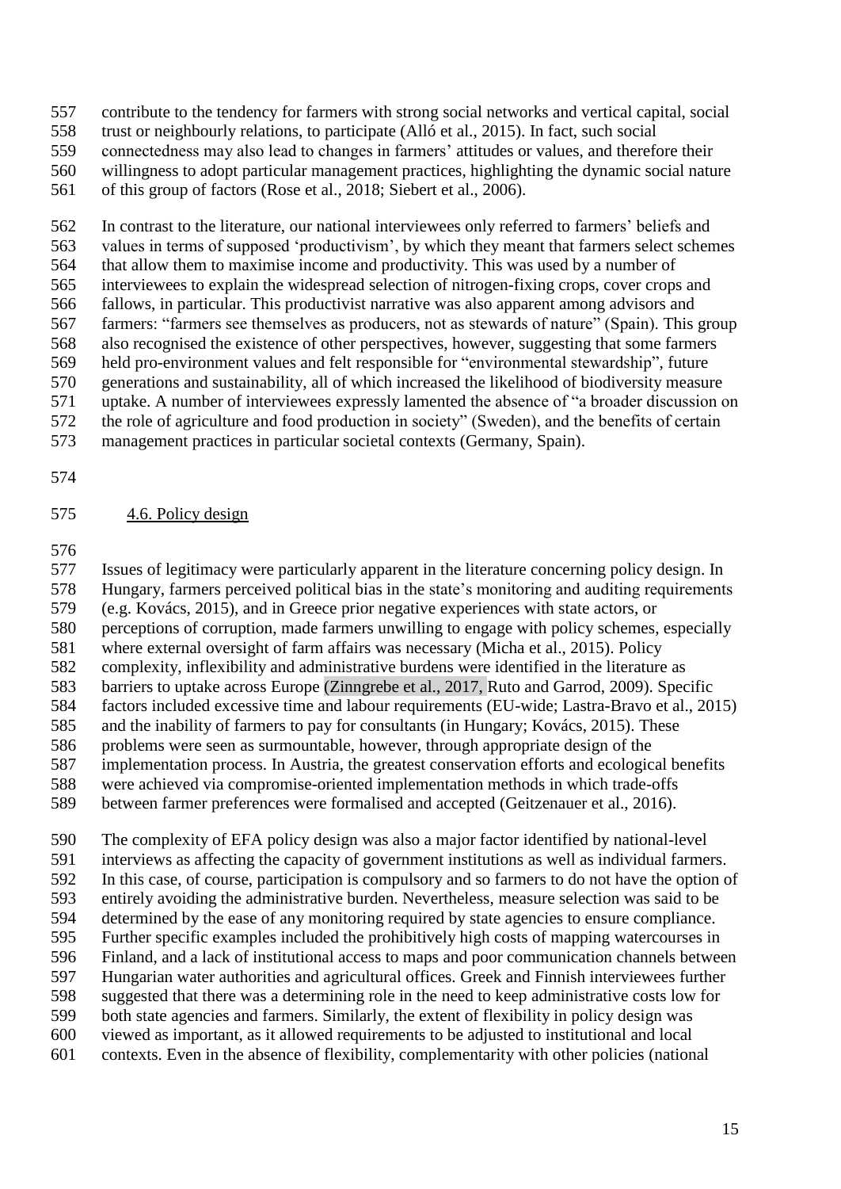contribute to the tendency for farmers with strong social networks and vertical capital, social trust or neighbourly relations, to participate (Alló et al., 2015). In fact, such social connectedness may also lead to changes in farmers' attitudes or values, and therefore their willingness to adopt particular management practices, highlighting the dynamic social nature of this group of factors (Rose et al., 2018; Siebert et al., 2006).

In contrast to the literature, our national interviewees only referred to farmers' beliefs and values in terms of supposed 'productivism', by which they meant that farmers select schemes that allow them to maximise income and productivity. This was used by a number of interviewees to explain the widespread selection of nitrogen-fixing crops, cover crops and fallows, in particular. This productivist narrative was also apparent among advisors and farmers: "farmers see themselves as producers, not as stewards of nature" (Spain). This group also recognised the existence of other perspectives, however, suggesting that some farmers held pro-environment values and felt responsible for "environmental stewardship", future generations and sustainability, all of which increased the likelihood of biodiversity measure uptake. A number of interviewees expressly lamented the absence of "a broader discussion on the role of agriculture and food production in society" (Sweden), and the benefits of certain management practices in particular societal contexts (Germany, Spain).

### 4.6. Policy design

Issues of legitimacy were particularly apparent in the literature concerning policy design. In Hungary, farmers perceived political bias in the state's monitoring and auditing requirements (e.g. Kovács, 2015), and in Greece prior negative experiences with state actors, or perceptions of corruption, made farmers unwilling to engage with policy schemes, especially where external oversight of farm affairs was necessary (Micha et al., 2015). Policy complexity, inflexibility and administrative burdens were identified in the literature as barriers to uptake across Europe (Zinngrebe et al., 2017, Ruto and Garrod, 2009). Specific factors included excessive time and labour requirements (EU-wide; Lastra-Bravo et al., 2015) and the inability of farmers to pay for consultants (in Hungary; Kovács, 2015). These problems were seen as surmountable, however, through appropriate design of the implementation process. In Austria, the greatest conservation efforts and ecological benefits were achieved via compromise-oriented implementation methods in which trade-offs between farmer preferences were formalised and accepted (Geitzenauer et al., 2016).

The complexity of EFA policy design was also a major factor identified by national-level interviews as affecting the capacity of government institutions as well as individual farmers. In this case, of course, participation is compulsory and so farmers to do not have the option of entirely avoiding the administrative burden. Nevertheless, measure selection was said to be determined by the ease of any monitoring required by state agencies to ensure compliance. Further specific examples included the prohibitively high costs of mapping watercourses in Finland, and a lack of institutional access to maps and poor communication channels between Hungarian water authorities and agricultural offices. Greek and Finnish interviewees further suggested that there was a determining role in the need to keep administrative costs low for both state agencies and farmers. Similarly, the extent of flexibility in policy design was viewed as important, as it allowed requirements to be adjusted to institutional and local contexts. Even in the absence of flexibility, complementarity with other policies (national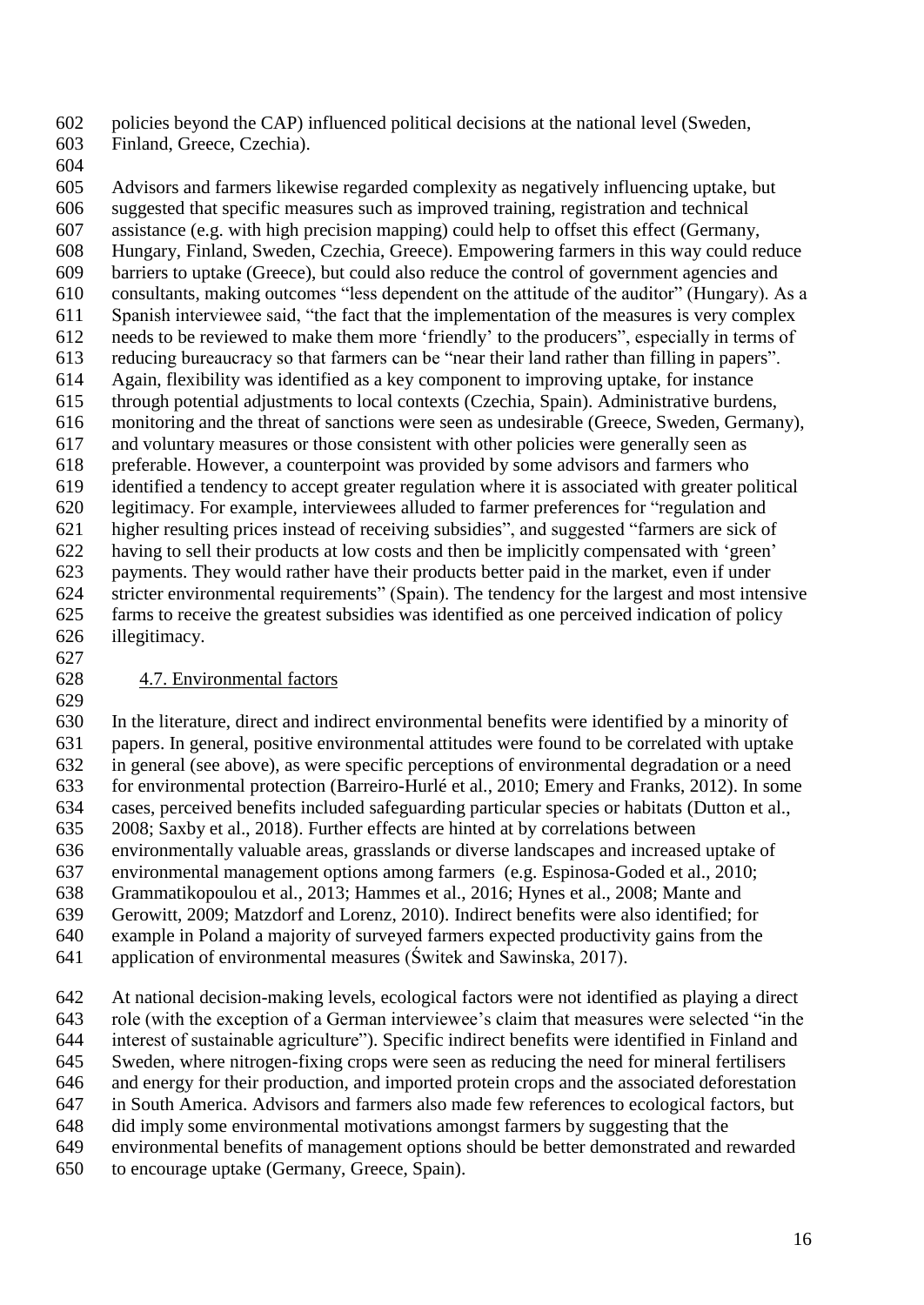policies beyond the CAP) influenced political decisions at the national level (Sweden, Finland, Greece, Czechia).

Advisors and farmers likewise regarded complexity as negatively influencing uptake, but suggested that specific measures such as improved training, registration and technical assistance (e.g. with high precision mapping) could help to offset this effect (Germany, Hungary, Finland, Sweden, Czechia, Greece). Empowering farmers in this way could reduce barriers to uptake (Greece), but could also reduce the control of government agencies and consultants, making outcomes "less dependent on the attitude of the auditor" (Hungary). As a Spanish interviewee said, "the fact that the implementation of the measures is very complex needs to be reviewed to make them more 'friendly' to the producers", especially in terms of reducing bureaucracy so that farmers can be "near their land rather than filling in papers". Again, flexibility was identified as a key component to improving uptake, for instance through potential adjustments to local contexts (Czechia, Spain). Administrative burdens, monitoring and the threat of sanctions were seen as undesirable (Greece, Sweden, Germany), and voluntary measures or those consistent with other policies were generally seen as preferable. However, a counterpoint was provided by some advisors and farmers who identified a tendency to accept greater regulation where it is associated with greater political legitimacy. For example, interviewees alluded to farmer preferences for "regulation and higher resulting prices instead of receiving subsidies", and suggested "farmers are sick of having to sell their products at low costs and then be implicitly compensated with 'green' payments. They would rather have their products better paid in the market, even if under stricter environmental requirements" (Spain). The tendency for the largest and most intensive farms to receive the greatest subsidies was identified as one perceived indication of policy illegitimacy.

### 4.7. Environmental factors

In the literature, direct and indirect environmental benefits were identified by a minority of papers. In general, positive environmental attitudes were found to be correlated with uptake in general (see above), as were specific perceptions of environmental degradation or a need for environmental protection (Barreiro-Hurlé et al., 2010; Emery and Franks, 2012). In some cases, perceived benefits included safeguarding particular species or habitats (Dutton et al., 2008; Saxby et al., 2018). Further effects are hinted at by correlations between environmentally valuable areas, grasslands or diverse landscapes and increased uptake of environmental management options among farmers (e.g. Espinosa-Goded et al., 2010; Grammatikopoulou et al., 2013; Hammes et al., 2016; Hynes et al., 2008; Mante and Gerowitt, 2009; Matzdorf and Lorenz, 2010). Indirect benefits were also identified; for example in Poland a majority of surveyed farmers expected productivity gains from the application of environmental measures (Świtek and Sawinska, 2017).

At national decision-making levels, ecological factors were not identified as playing a direct role (with the exception of a German interviewee's claim that measures were selected "in the interest of sustainable agriculture"). Specific indirect benefits were identified in Finland and Sweden, where nitrogen-fixing crops were seen as reducing the need for mineral fertilisers and energy for their production, and imported protein crops and the associated deforestation in South America. Advisors and farmers also made few references to ecological factors, but did imply some environmental motivations amongst farmers by suggesting that the environmental benefits of management options should be better demonstrated and rewarded to encourage uptake (Germany, Greece, Spain).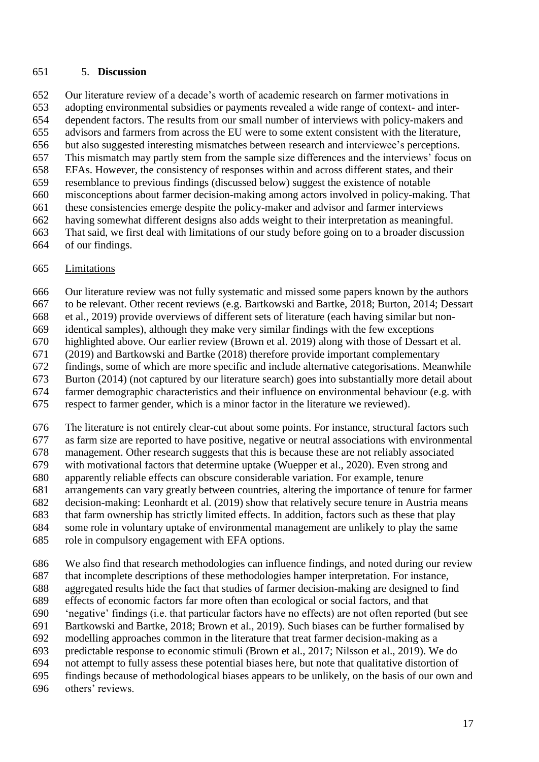## 5. **Discussion**

Our literature review of a decade's worth of academic research on farmer motivations in adopting environmental subsidies or payments revealed a wide range of context- and inter-dependent factors. The results from our small number of interviews with policy-makers and advisors and farmers from across the EU were to some extent consistent with the literature, but also suggested interesting mismatches between research and interviewee's perceptions. This mismatch may partly stem from the sample size differences and the interviews' focus on EFAs. However, the consistency of responses within and across different states, and their resemblance to previous findings (discussed below) suggest the existence of notable misconceptions about farmer decision-making among actors involved in policy-making. That these consistencies emerge despite the policy-maker and advisor and farmer interviews having somewhat different designs also adds weight to their interpretation as meaningful. That said, we first deal with limitations of our study before going on to a broader discussion of our findings.

### Limitations

Our literature review was not fully systematic and missed some papers known by the authors to be relevant. Other recent reviews (e.g. Bartkowski and Bartke, 2018; Burton, 2014; Dessart et al., 2019) provide overviews of different sets of literature (each having similar but non-identical samples), although they make very similar findings with the few exceptions highlighted above. Our earlier review (Brown et al. 2019) along with those of Dessart et al. (2019) and Bartkowski and Bartke (2018) therefore provide important complementary findings, some of which are more specific and include alternative categorisations. Meanwhile Burton (2014) (not captured by our literature search) goes into substantially more detail about farmer demographic characteristics and their influence on environmental behaviour (e.g. with respect to farmer gender, which is a minor factor in the literature we reviewed).

The literature is not entirely clear-cut about some points. For instance, structural factors such as farm size are reported to have positive, negative or neutral associations with environmental management. Other research suggests that this is because these are not reliably associated with motivational factors that determine uptake (Wuepper et al., 2020). Even strong and apparently reliable effects can obscure considerable variation. For example, tenure arrangements can vary greatly between countries, altering the importance of tenure for farmer decision-making: Leonhardt et al. (2019) show that relatively secure tenure in Austria means that farm ownership has strictly limited effects. In addition, factors such as these that play some role in voluntary uptake of environmental management are unlikely to play the same role in compulsory engagement with EFA options.

We also find that research methodologies can influence findings, and noted during our review that incomplete descriptions of these methodologies hamper interpretation. For instance, aggregated results hide the fact that studies of farmer decision-making are designed to find effects of economic factors far more often than ecological or social factors, and that 'negative' findings (i.e. that particular factors have no effects) are not often reported (but see Bartkowski and Bartke, 2018; Brown et al., 2019). Such biases can be further formalised by modelling approaches common in the literature that treat farmer decision-making as a predictable response to economic stimuli (Brown et al., 2017; Nilsson et al., 2019). We do not attempt to fully assess these potential biases here, but note that qualitative distortion of findings because of methodological biases appears to be unlikely, on the basis of our own and others' reviews.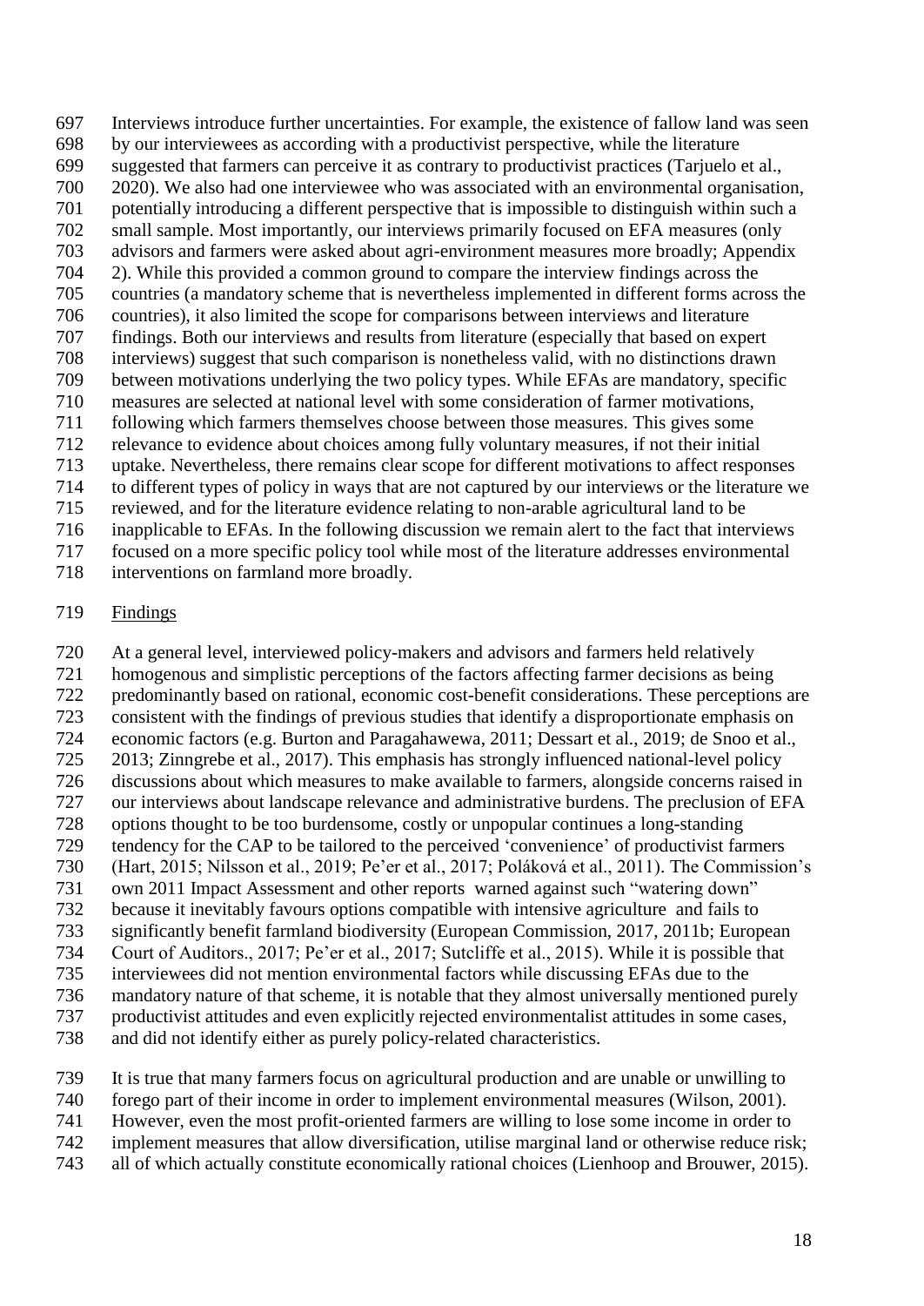Interviews introduce further uncertainties. For example, the existence of fallow land was seen by our interviewees as according with a productivist perspective, while the literature suggested that farmers can perceive it as contrary to productivist practices (Tarjuelo et al., 2020). We also had one interviewee who was associated with an environmental organisation, potentially introducing a different perspective that is impossible to distinguish within such a small sample. Most importantly, our interviews primarily focused on EFA measures (only advisors and farmers were asked about agri-environment measures more broadly; Appendix 2). While this provided a common ground to compare the interview findings across the countries (a mandatory scheme that is nevertheless implemented in different forms across the countries), it also limited the scope for comparisons between interviews and literature findings. Both our interviews and results from literature (especially that based on expert interviews) suggest that such comparison is nonetheless valid, with no distinctions drawn between motivations underlying the two policy types. While EFAs are mandatory, specific measures are selected at national level with some consideration of farmer motivations, following which farmers themselves choose between those measures. This gives some relevance to evidence about choices among fully voluntary measures, if not their initial uptake. Nevertheless, there remains clear scope for different motivations to affect responses to different types of policy in ways that are not captured by our interviews or the literature we reviewed, and for the literature evidence relating to non-arable agricultural land to be inapplicable to EFAs. In the following discussion we remain alert to the fact that interviews focused on a more specific policy tool while most of the literature addresses environmental interventions on farmland more broadly.

Findings

At a general level, interviewed policy-makers and advisors and farmers held relatively homogenous and simplistic perceptions of the factors affecting farmer decisions as being predominantly based on rational, economic cost-benefit considerations. These perceptions are consistent with the findings of previous studies that identify a disproportionate emphasis on economic factors (e.g. Burton and Paragahawewa, 2011; Dessart et al., 2019; de Snoo et al., 2013; Zinngrebe et al., 2017). This emphasis has strongly influenced national-level policy discussions about which measures to make available to farmers, alongside concerns raised in our interviews about landscape relevance and administrative burdens. The preclusion of EFA options thought to be too burdensome, costly or unpopular continues a long-standing tendency for the CAP to be tailored to the perceived 'convenience' of productivist farmers (Hart, 2015; Nilsson et al., 2019; Pe'er et al., 2017; Poláková et al., 2011). The Commission's own 2011 Impact Assessment and other reports warned against such "watering down" because it inevitably favours options compatible with intensive agriculture and fails to significantly benefit farmland biodiversity (European Commission, 2017, 2011b; European Court of Auditors., 2017; Pe'er et al., 2017; Sutcliffe et al., 2015). While it is possible that interviewees did not mention environmental factors while discussing EFAs due to the mandatory nature of that scheme, it is notable that they almost universally mentioned purely productivist attitudes and even explicitly rejected environmentalist attitudes in some cases, and did not identify either as purely policy-related characteristics.

It is true that many farmers focus on agricultural production and are unable or unwilling to forego part of their income in order to implement environmental measures (Wilson, 2001). However, even the most profit-oriented farmers are willing to lose some income in order to implement measures that allow diversification, utilise marginal land or otherwise reduce risk; all of which actually constitute economically rational choices (Lienhoop and Brouwer, 2015).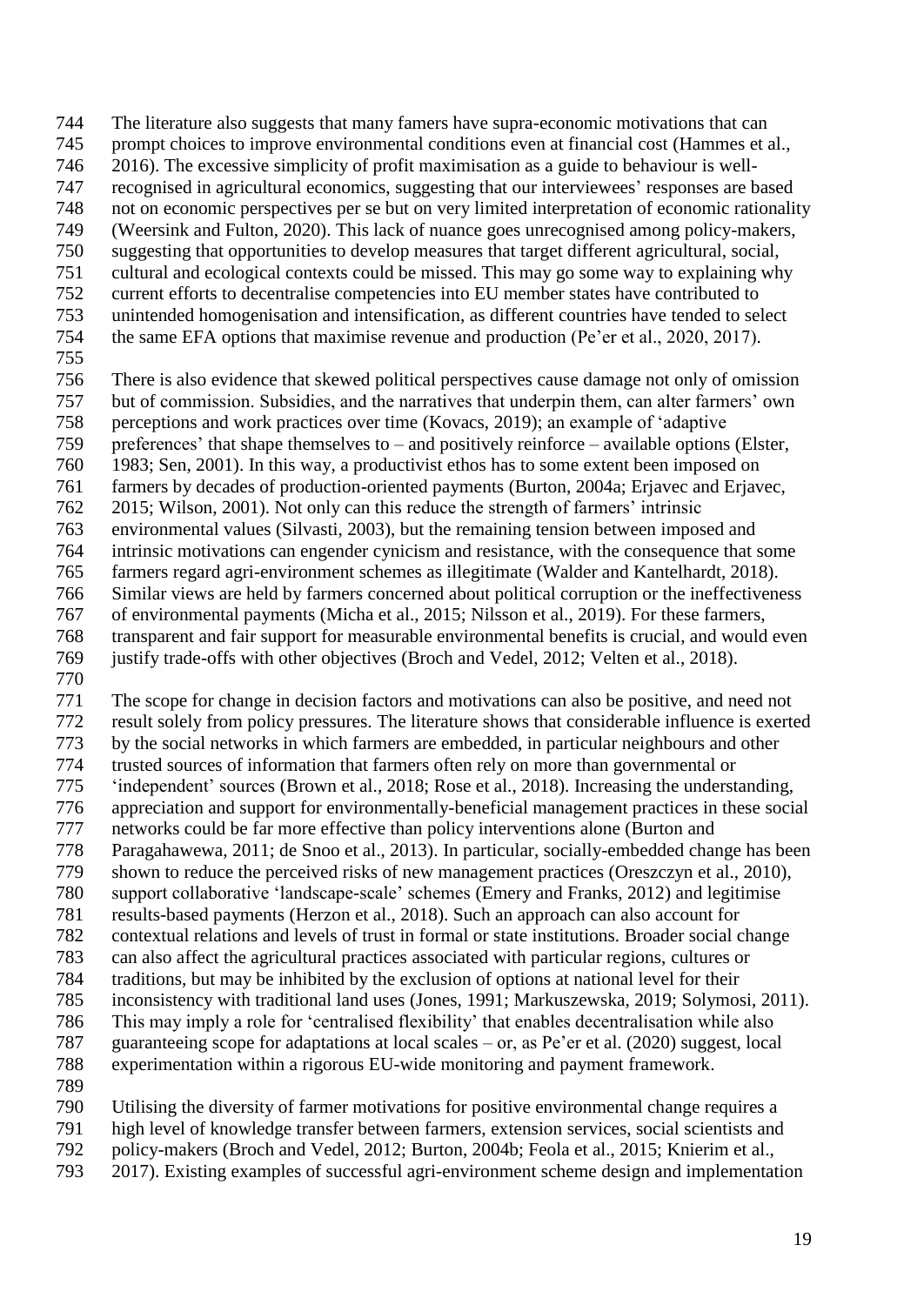The literature also suggests that many famers have supra-economic motivations that can prompt choices to improve environmental conditions even at financial cost (Hammes et al., 2016). The excessive simplicity of profit maximisation as a guide to behaviour is well-recognised in agricultural economics, suggesting that our interviewees' responses are based not on economic perspectives per se but on very limited interpretation of economic rationality (Weersink and Fulton, 2020). This lack of nuance goes unrecognised among policy-makers, suggesting that opportunities to develop measures that target different agricultural, social, cultural and ecological contexts could be missed. This may go some way to explaining why current efforts to decentralise competencies into EU member states have contributed to unintended homogenisation and intensification, as different countries have tended to select the same EFA options that maximise revenue and production (Pe'er et al., 2020, 2017).

There is also evidence that skewed political perspectives cause damage not only of omission but of commission. Subsidies, and the narratives that underpin them, can alter farmers' own perceptions and work practices over time (Kovacs, 2019); an example of 'adaptive preferences' that shape themselves to – and positively reinforce – available options (Elster, 1983; Sen, 2001). In this way, a productivist ethos has to some extent been imposed on farmers by decades of production-oriented payments (Burton, 2004a; Erjavec and Erjavec, 2015; Wilson, 2001). Not only can this reduce the strength of farmers' intrinsic environmental values (Silvasti, 2003), but the remaining tension between imposed and intrinsic motivations can engender cynicism and resistance, with the consequence that some farmers regard agri-environment schemes as illegitimate (Walder and Kantelhardt, 2018). Similar views are held by farmers concerned about political corruption or the ineffectiveness of environmental payments (Micha et al., 2015; Nilsson et al., 2019). For these farmers, transparent and fair support for measurable environmental benefits is crucial, and would even justify trade-offs with other objectives (Broch and Vedel, 2012; Velten et al., 2018).

The scope for change in decision factors and motivations can also be positive, and need not result solely from policy pressures. The literature shows that considerable influence is exerted by the social networks in which farmers are embedded, in particular neighbours and other trusted sources of information that farmers often rely on more than governmental or 'independent' sources (Brown et al., 2018; Rose et al., 2018). Increasing the understanding, appreciation and support for environmentally-beneficial management practices in these social networks could be far more effective than policy interventions alone (Burton and Paragahawewa, 2011; de Snoo et al., 2013). In particular, socially-embedded change has been shown to reduce the perceived risks of new management practices (Oreszczyn et al., 2010), support collaborative 'landscape-scale' schemes (Emery and Franks, 2012) and legitimise results-based payments (Herzon et al., 2018). Such an approach can also account for contextual relations and levels of trust in formal or state institutions. Broader social change can also affect the agricultural practices associated with particular regions, cultures or traditions, but may be inhibited by the exclusion of options at national level for their inconsistency with traditional land uses (Jones, 1991; Markuszewska, 2019; Solymosi, 2011). This may imply a role for 'centralised flexibility' that enables decentralisation while also guaranteeing scope for adaptations at local scales – or, as Pe'er et al. (2020) suggest, local experimentation within a rigorous EU-wide monitoring and payment framework.

Utilising the diversity of farmer motivations for positive environmental change requires a high level of knowledge transfer between farmers, extension services, social scientists and policy-makers (Broch and Vedel, 2012; Burton, 2004b; Feola et al., 2015; Knierim et al., 2017). Existing examples of successful agri-environment scheme design and implementation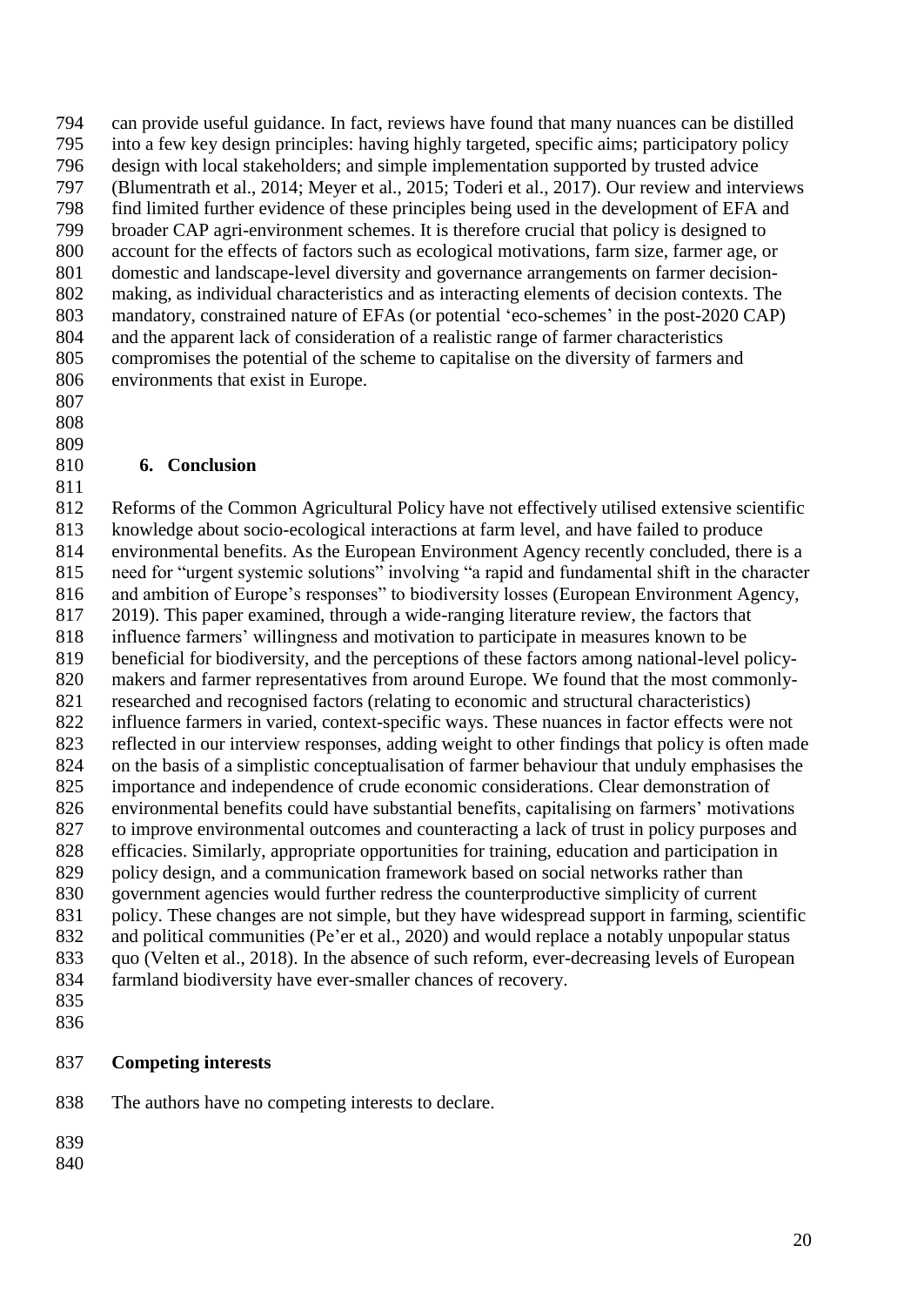can provide useful guidance. In fact, reviews have found that many nuances can be distilled into a few key design principles: having highly targeted, specific aims; participatory policy design with local stakeholders; and simple implementation supported by trusted advice (Blumentrath et al., 2014; Meyer et al., 2015; Toderi et al., 2017). Our review and interviews find limited further evidence of these principles being used in the development of EFA and broader CAP agri-environment schemes. It is therefore crucial that policy is designed to account for the effects of factors such as ecological motivations, farm size, farmer age, or domestic and landscape-level diversity and governance arrangements on farmer decision-making, as individual characteristics and as interacting elements of decision contexts. The mandatory, constrained nature of EFAs (or potential 'eco-schemes' in the post-2020 CAP) and the apparent lack of consideration of a realistic range of farmer characteristics compromises the potential of the scheme to capitalise on the diversity of farmers and environments that exist in Europe.

## 6. Conclusion

Reforms of the Common Agricultural Policy have not effectively utilised extensive scientific knowledge about socio-ecological interactions at farm level, and have failed to produce environmental benefits. As the European Environment Agency recently concluded, there is a need for "urgent systemic solutions" involving "a rapid and fundamental shift in the character and ambition of Europe's responses" to biodiversity losses (European Environment Agency, 2019). This paper examined, through a wide-ranging literature review, the factors that influence farmers' willingness and motivation to participate in measures known to be beneficial for biodiversity, and the perceptions of these factors among national-level policy-makers and farmer representatives from around Europe. We found that the most commonly-researched and recognised factors (relating to economic and structural characteristics) influence farmers in varied, context-specific ways. These nuances in factor effects were not reflected in our interview responses, adding weight to other findings that policy is often made on the basis of a simplistic conceptualisation of farmer behaviour that unduly emphasises the importance and independence of crude economic considerations. Clear demonstration of environmental benefits could have substantial benefits, capitalising on farmers' motivations to improve environmental outcomes and counteracting a lack of trust in policy purposes and efficacies. Similarly, appropriate opportunities for training, education and participation in policy design, and a communication framework based on social networks rather than government agencies would further redress the counterproductive simplicity of current policy. These changes are not simple, but they have widespread support in farming, scientific and political communities (Pe'er et al., 2020) and would replace a notably unpopular status quo (Velten et al., 2018). In the absence of such reform, ever-decreasing levels of European farmland biodiversity have ever-smaller chances of recovery.

## Competing interests

The authors have no competing interests to declare.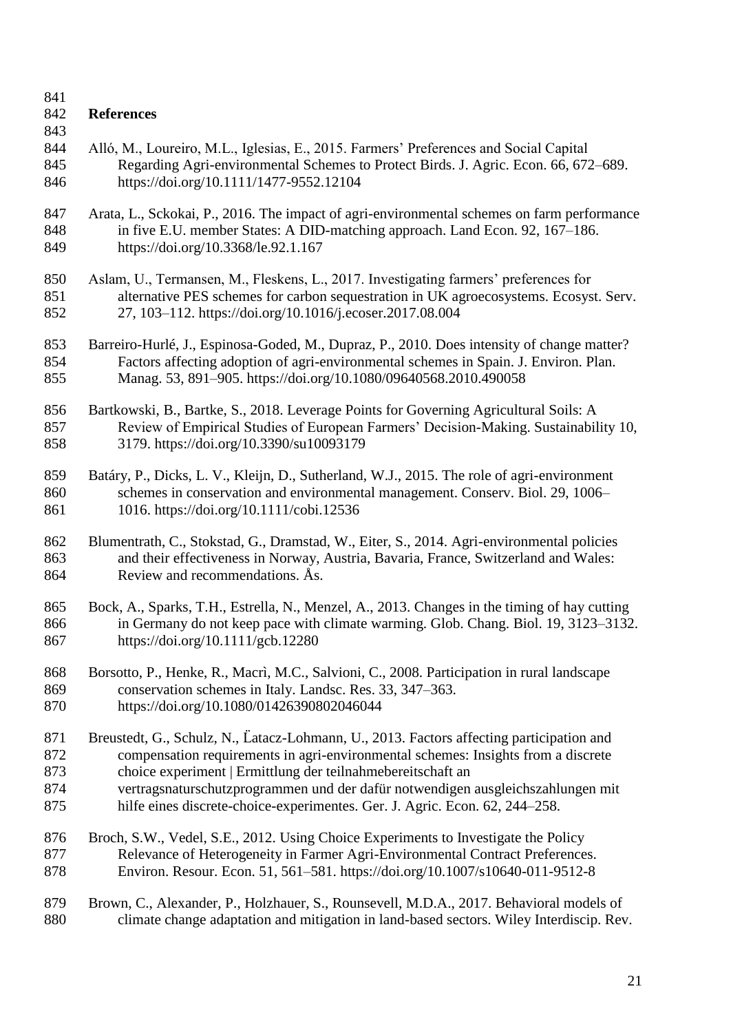## References

Alló, M., Loureiro, M.L., Iglesias, E., 2015. Farmers' Preferences and Social Capital Regarding Agri-environmental Schemes to Protect Birds. J. Agric. Econ. 66, 672–689. https://doi.org/10.1111/1477-9552.12104

Arata, L., Sckokai, P., 2016. The impact of agri-environmental schemes on farm performance in five E.U. member States: A DID-matching approach. Land Econ. 92, 167–186. https://doi.org/10.3368/le.92.1.167

Aslam, U., Termansen, M., Fleskens, L., 2017. Investigating farmers' preferences for alternative PES schemes for carbon sequestration in UK agroecosystems. Ecosyst. Serv. 27, 103–112. https://doi.org/10.1016/j.ecoser.2017.08.004

Barreiro-Hurlé, J., Espinosa-Goded, M., Dupraz, P., 2010. Does intensity of change matter? Factors affecting adoption of agri-environmental schemes in Spain. J. Environ. Plan. Manag. 53, 891–905. https://doi.org/10.1080/09640568.2010.490058

Bartkowski, B., Bartke, S., 2018. Leverage Points for Governing Agricultural Soils: A Review of Empirical Studies of European Farmers' Decision-Making. Sustainability 10, 3179. https://doi.org/10.3390/su10093179

Batáry, P., Dicks, L. V., Kleijn, D., Sutherland, W.J., 2015. The role of agri-environment schemes in conservation and environmental management. Conserv. Biol. 29, 1006–1016. https://doi.org/10.1111/cobi.12536

Blumentrath, C., Stokstad, G., Dramstad, W., Eiter, S., 2014. Agri-environmental policies and their effectiveness in Norway, Austria, Bavaria, France, Switzerland and Wales: Review and recommendations. Ås.

Bock, A., Sparks, T.H., Estrella, N., Menzel, A., 2013. Changes in the timing of hay cutting in Germany do not keep pace with climate warming. Glob. Chang. Biol. 19, 3123–3132. https://doi.org/10.1111/gcb.12280

Borsotto, P., Henke, R., Macrì, M.C., Salvioni, C., 2008. Participation in rural landscape conservation schemes in Italy. Landsc. Res. 33, 347–363. https://doi.org/10.1080/01426390802046044

Breustedt, G., Schulz, N., Ëatacz-Lohmann, U., 2013. Factors affecting participation and compensation requirements in agri-environmental schemes: Insights from a discrete choice experiment | Ermittlung der teilnahmebereitschaft an vertragsnaturschutzprogrammen und der dafür notwendigen ausgleichszahlungen mit hilfe eines discrete-choice-experimentes. Ger. J. Agric. Econ. 62, 244–258.

Broch, S.W., Vedel, S.E., 2012. Using Choice Experiments to Investigate the Policy Relevance of Heterogeneity in Farmer Agri-Environmental Contract Preferences. Environ. Resour. Econ. 51, 561–581. https://doi.org/10.1007/s10640-011-9512-8

Brown, C., Alexander, P., Holzhauer, S., Rounsevell, M.D.A., 2017. Behavioral models of climate change adaptation and mitigation in land-based sectors. Wiley Interdiscip. Rev.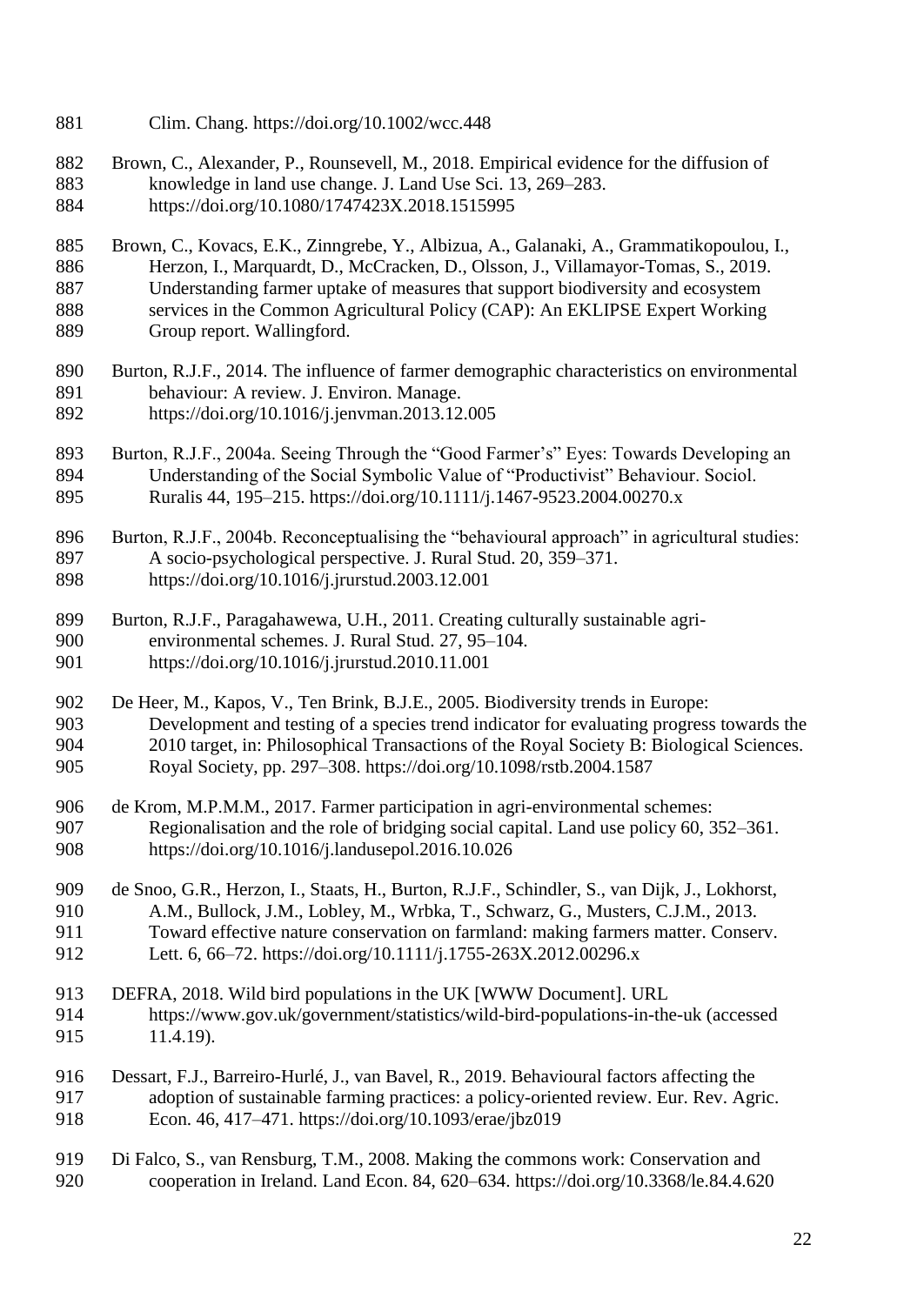Clim. Chang. https://doi.org/10.1002/wcc.448

Brown, C., Alexander, P., Rounsevell, M., 2018. Empirical evidence for the diffusion of knowledge in land use change. J. Land Use Sci. 13, 269–283. https://doi.org/10.1080/1747423X.2018.1515995

Brown, C., Kovacs, E.K., Zinngrebe, Y., Albizua, A., Galanaki, A., Grammatikopoulou, I., Herzon, I., Marquardt, D., McCracken, D., Olsson, J., Villamayor-Tomas, S., 2019. Understanding farmer uptake of measures that support biodiversity and ecosystem services in the Common Agricultural Policy (CAP): An EKLIPSE Expert Working Group report. Wallingford.

Burton, R.J.F., 2014. The influence of farmer demographic characteristics on environmental behaviour: A review. J. Environ. Manage. https://doi.org/10.1016/j.jenvman.2013.12.005

Burton, R.J.F., 2004a. Seeing Through the "Good Farmer's" Eyes: Towards Developing an Understanding of the Social Symbolic Value of "Productivist" Behaviour. Sociol. Ruralis 44, 195–215. https://doi.org/10.1111/j.1467-9523.2004.00270.x

Burton, R.J.F., 2004b. Reconceptualising the "behavioural approach" in agricultural studies: A socio-psychological perspective. J. Rural Stud. 20, 359–371. https://doi.org/10.1016/j.jrurstud.2003.12.001

Burton, R.J.F., Paragahawewa, U.H., 2011. Creating culturally sustainable agri-environmental schemes. J. Rural Stud. 27, 95–104. https://doi.org/10.1016/j.jrurstud.2010.11.001

De Heer, M., Kapos, V., Ten Brink, B.J.E., 2005. Biodiversity trends in Europe: Development and testing of a species trend indicator for evaluating progress towards the 2010 target, in: Philosophical Transactions of the Royal Society B: Biological Sciences. Royal Society, pp. 297–308. https://doi.org/10.1098/rstb.2004.1587

de Krom, M.P.M.M., 2017. Farmer participation in agri-environmental schemes: Regionalisation and the role of bridging social capital. Land use policy 60, 352–361. https://doi.org/10.1016/j.landusepol.2016.10.026

de Snoo, G.R., Herzon, I., Staats, H., Burton, R.J.F., Schindler, S., van Dijk, J., Lokhorst, A.M., Bullock, J.M., Lobley, M., Wrbka, T., Schwarz, G., Musters, C.J.M., 2013. Toward effective nature conservation on farmland: making farmers matter. Conserv. Lett. 6, 66–72. https://doi.org/10.1111/j.1755-263X.2012.00296.x

DEFRA, 2018. Wild bird populations in the UK [WWW Document]. URL https://www.gov.uk/government/statistics/wild-bird-populations-in-the-uk (accessed 11.4.19).

Dessart, F.J., Barreiro-Hurlé, J., van Bavel, R., 2019. Behavioural factors affecting the adoption of sustainable farming practices: a policy-oriented review. Eur. Rev. Agric. Econ. 46, 417–471. https://doi.org/10.1093/erae/jbz019

Di Falco, S., van Rensburg, T.M., 2008. Making the commons work: Conservation and cooperation in Ireland. Land Econ. 84, 620–634. https://doi.org/10.3368/le.84.4.620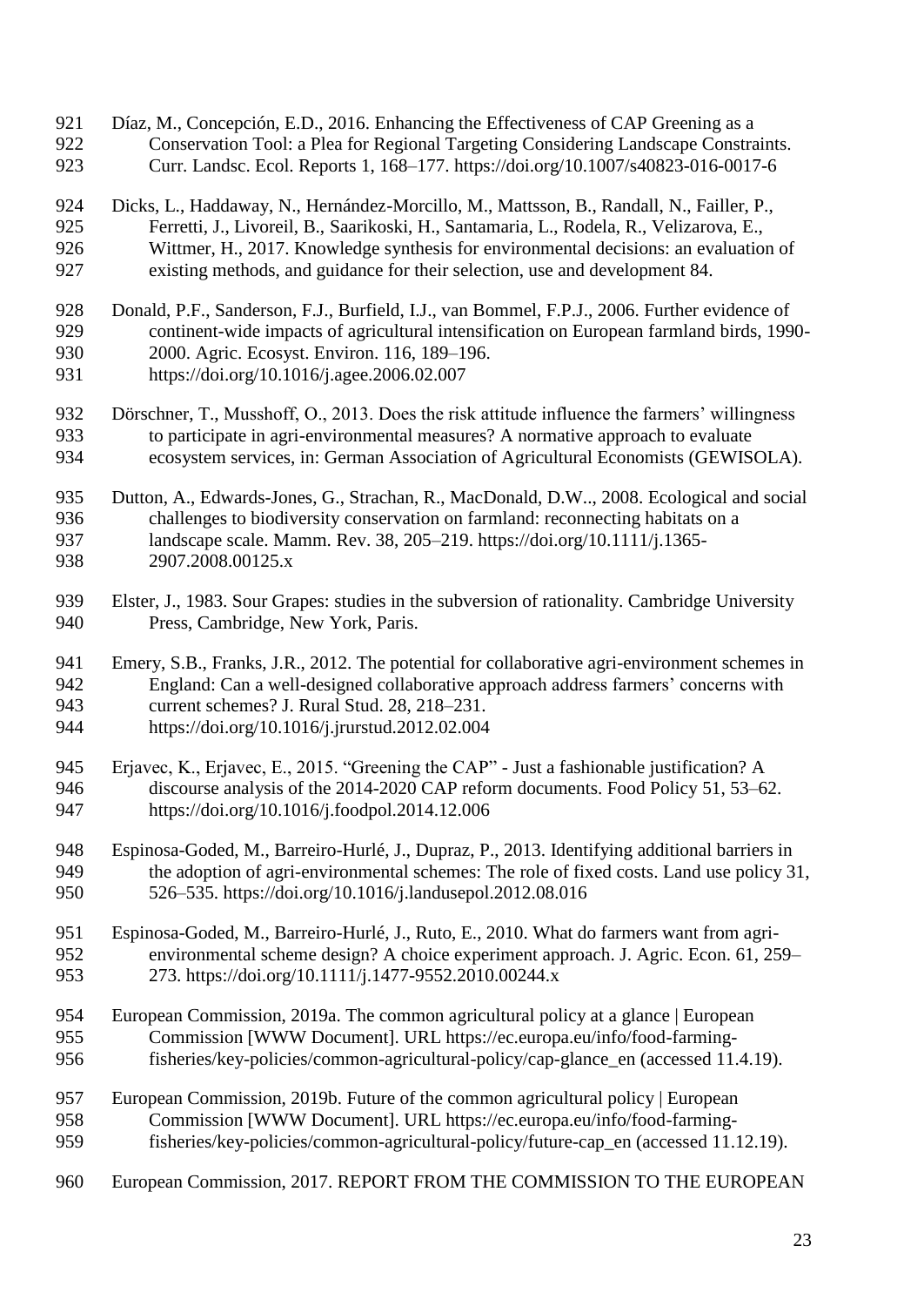Díaz, M., Concepción, E.D., 2016. Enhancing the Effectiveness of CAP Greening as a Conservation Tool: a Plea for Regional Targeting Considering Landscape Constraints. Curr. Landsc. Ecol. Reports 1, 168–177. https://doi.org/10.1007/s40823-016-0017-6

Dicks, L., Haddaway, N., Hernández-Morcillo, M., Mattsson, B., Randall, N., Failler, P., Ferretti, J., Livoreil, B., Saarikoski, H., Santamaria, L., Rodela, R., Velizarova, E., Wittmer, H., 2017. Knowledge synthesis for environmental decisions: an evaluation of existing methods, and guidance for their selection, use and development 84.

Donald, P.F., Sanderson, F.J., Burfield, I.J., van Bommel, F.P.J., 2006. Further evidence of continent-wide impacts of agricultural intensification on European farmland birds, 1990-2000. Agric. Ecosyst. Environ. 116, 189–196. https://doi.org/10.1016/j.agee.2006.02.007

Dörschner, T., Musshoff, O., 2013. Does the risk attitude influence the farmers' willingness to participate in agri-environmental measures? A normative approach to evaluate ecosystem services, in: German Association of Agricultural Economists (GEWISOLA).

Dutton, A., Edwards-Jones, G., Strachan, R., MacDonald, D.W.., 2008. Ecological and social challenges to biodiversity conservation on farmland: reconnecting habitats on a landscape scale. Mamm. Rev. 38, 205–219. https://doi.org/10.1111/j.1365-2907.2008.00125.x

Elster, J., 1983. Sour Grapes: studies in the subversion of rationality. Cambridge University Press, Cambridge, New York, Paris.

Emery, S.B., Franks, J.R., 2012. The potential for collaborative agri-environment schemes in England: Can a well-designed collaborative approach address farmers' concerns with current schemes? J. Rural Stud. 28, 218–231. https://doi.org/10.1016/j.jrurstud.2012.02.004

Erjavec, K., Erjavec, E., 2015. "Greening the CAP" - Just a fashionable justification? A discourse analysis of the 2014-2020 CAP reform documents. Food Policy 51, 53–62. https://doi.org/10.1016/j.foodpol.2014.12.006

Espinosa-Goded, M., Barreiro-Hurlé, J., Dupraz, P., 2013. Identifying additional barriers in the adoption of agri-environmental schemes: The role of fixed costs. Land use policy 31, 526–535. https://doi.org/10.1016/j.landusepol.2012.08.016

Espinosa-Goded, M., Barreiro-Hurlé, J., Ruto, E., 2010. What do farmers want from agri-environmental scheme design? A choice experiment approach. J. Agric. Econ. 61, 259–273. https://doi.org/10.1111/j.1477-9552.2010.00244.x

European Commission, 2019a. The common agricultural policy at a glance | European Commission [WWW Document]. URL https://ec.europa.eu/info/food-farming-fisheries/key-policies/common-agricultural-policy/cap-glance_en (accessed 11.4.19).

European Commission, 2019b. Future of the common agricultural policy | European Commission [WWW Document]. URL https://ec.europa.eu/info/food-farming-fisheries/key-policies/common-agricultural-policy/future-cap_en (accessed 11.12.19).

European Commission, 2017. REPORT FROM THE COMMISSION TO THE EUROPEAN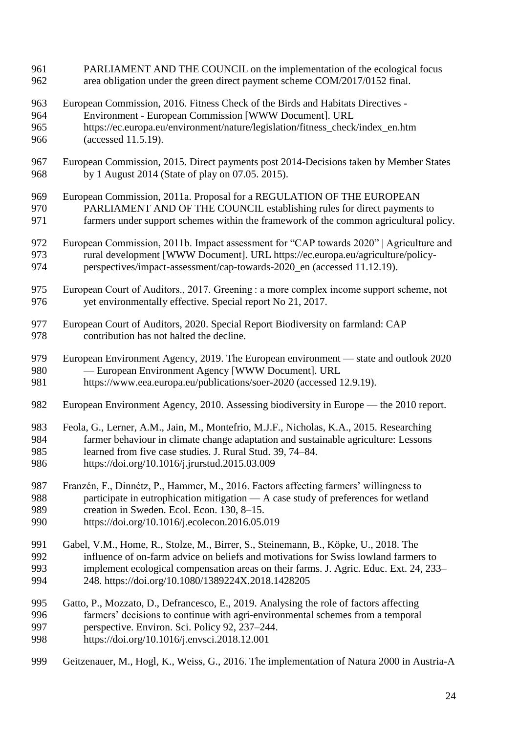PARLIAMENT AND THE COUNCIL on the implementation of the ecological focus area obligation under the green direct payment scheme COM/2017/0152 final.

European Commission, 2016. Fitness Check of the Birds and Habitats Directives - Environment - European Commission [WWW Document]. URL https://ec.europa.eu/environment/nature/legislation/fitness_check/index_en.htm (accessed 11.5.19).

European Commission, 2015. Direct payments post 2014-Decisions taken by Member States by 1 August 2014 (State of play on 07.05. 2015).

European Commission, 2011a. Proposal for a REGULATION OF THE EUROPEAN PARLIAMENT AND OF THE COUNCIL establishing rules for direct payments to farmers under support schemes within the framework of the common agricultural policy.

European Commission, 2011b. Impact assessment for "CAP towards 2020" | Agriculture and rural development [WWW Document]. URL https://ec.europa.eu/agriculture/policy-perspectives/impact-assessment/cap-towards-2020_en (accessed 11.12.19).

European Court of Auditors., 2017. Greening : a more complex income support scheme, not yet environmentally effective. Special report No 21, 2017.

European Court of Auditors, 2020. Special Report Biodiversity on farmland: CAP contribution has not halted the decline.

European Environment Agency, 2019. The European environment — state and outlook 2020 — European Environment Agency [WWW Document]. URL https://www.eea.europa.eu/publications/soer-2020 (accessed 12.9.19).

European Environment Agency, 2010. Assessing biodiversity in Europe — the 2010 report.

Feola, G., Lerner, A.M., Jain, M., Montefrio, M.J.F., Nicholas, K.A., 2015. Researching farmer behaviour in climate change adaptation and sustainable agriculture: Lessons learned from five case studies. J. Rural Stud. 39, 74–84. https://doi.org/10.1016/j.jrurstud.2015.03.009

Franzén, F., Dinnétz, P., Hammer, M., 2016. Factors affecting farmers' willingness to participate in eutrophication mitigation — A case study of preferences for wetland creation in Sweden. Ecol. Econ. 130, 8–15. https://doi.org/10.1016/j.ecolecon.2016.05.019

Gabel, V.M., Home, R., Stolze, M., Birrer, S., Steinemann, B., Köpke, U., 2018. The influence of on-farm advice on beliefs and motivations for Swiss lowland farmers to implement ecological compensation areas on their farms. J. Agric. Educ. Ext. 24, 233–248. https://doi.org/10.1080/1389224X.2018.1428205

Gatto, P., Mozzato, D., Defrancesco, E., 2019. Analysing the role of factors affecting farmers' decisions to continue with agri-environmental schemes from a temporal perspective. Environ. Sci. Policy 92, 237–244. https://doi.org/10.1016/j.envsci.2018.12.001

Geitzenauer, M., Hogl, K., Weiss, G., 2016. The implementation of Natura 2000 in Austria-A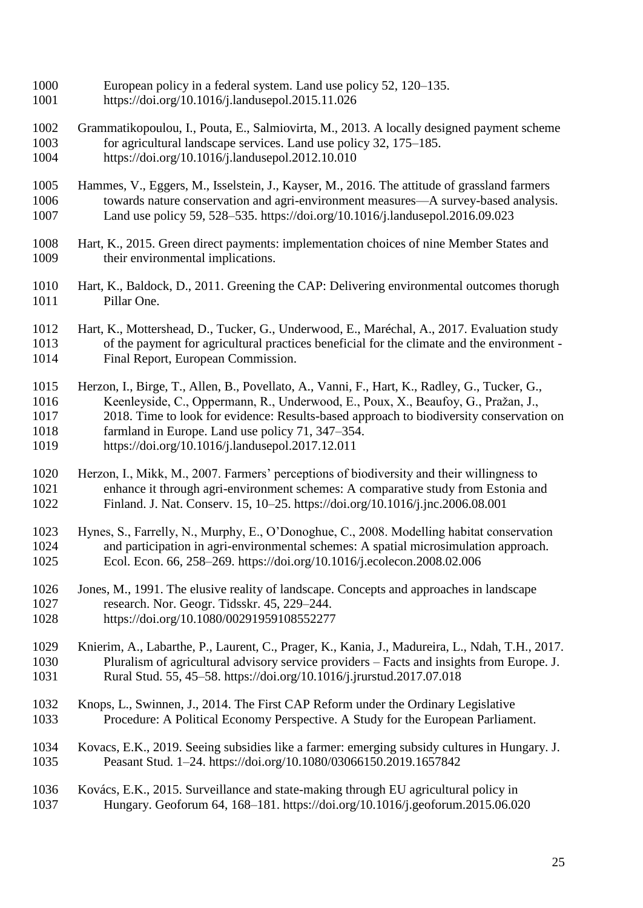European policy in a federal system. Land use policy 52, 120–135. https://doi.org/10.1016/j.landusepol.2015.11.026

Grammatikopoulou, I., Pouta, E., Salmiovirta, M., 2013. A locally designed payment scheme for agricultural landscape services. Land use policy 32, 175–185. https://doi.org/10.1016/j.landusepol.2012.10.010

Hammes, V., Eggers, M., Isselstein, J., Kayser, M., 2016. The attitude of grassland farmers towards nature conservation and agri-environment measures—A survey-based analysis. Land use policy 59, 528–535. https://doi.org/10.1016/j.landusepol.2016.09.023

Hart, K., 2015. Green direct payments: implementation choices of nine Member States and their environmental implications.

Hart, K., Baldock, D., 2011. Greening the CAP: Delivering environmental outcomes thorugh Pillar One.

Hart, K., Mottershead, D., Tucker, G., Underwood, E., Maréchal, A., 2017. Evaluation study of the payment for agricultural practices beneficial for the climate and the environment - Final Report, European Commission.

Herzon, I., Birge, T., Allen, B., Povellato, A., Vanni, F., Hart, K., Radley, G., Tucker, G., Keenleyside, C., Oppermann, R., Underwood, E., Poux, X., Beaufoy, G., Pražan, J., 2018. Time to look for evidence: Results-based approach to biodiversity conservation on farmland in Europe. Land use policy 71, 347–354. https://doi.org/10.1016/j.landusepol.2017.12.011

Herzon, I., Mikk, M., 2007. Farmers' perceptions of biodiversity and their willingness to enhance it through agri-environment schemes: A comparative study from Estonia and Finland. J. Nat. Conserv. 15, 10–25. https://doi.org/10.1016/j.jnc.2006.08.001

Hynes, S., Farrelly, N., Murphy, E., O'Donoghue, C., 2008. Modelling habitat conservation and participation in agri-environmental schemes: A spatial microsimulation approach. Ecol. Econ. 66, 258–269. https://doi.org/10.1016/j.ecolecon.2008.02.006

Jones, M., 1991. The elusive reality of landscape. Concepts and approaches in landscape research. Nor. Geogr. Tidsskr. 45, 229–244. https://doi.org/10.1080/00291959108552277

Knierim, A., Labarthe, P., Laurent, C., Prager, K., Kania, J., Madureira, L., Ndah, T.H., 2017. Pluralism of agricultural advisory service providers – Facts and insights from Europe. J. Rural Stud. 55, 45–58. https://doi.org/10.1016/j.jrurstud.2017.07.018

Knops, L., Swinnen, J., 2014. The First CAP Reform under the Ordinary Legislative Procedure: A Political Economy Perspective. A Study for the European Parliament.

Kovacs, E.K., 2019. Seeing subsidies like a farmer: emerging subsidy cultures in Hungary. J. Peasant Stud. 1–24. https://doi.org/10.1080/03066150.2019.1657842

Kovács, E.K., 2015. Surveillance and state-making through EU agricultural policy in Hungary. Geoforum 64, 168–181. https://doi.org/10.1016/j.geoforum.2015.06.020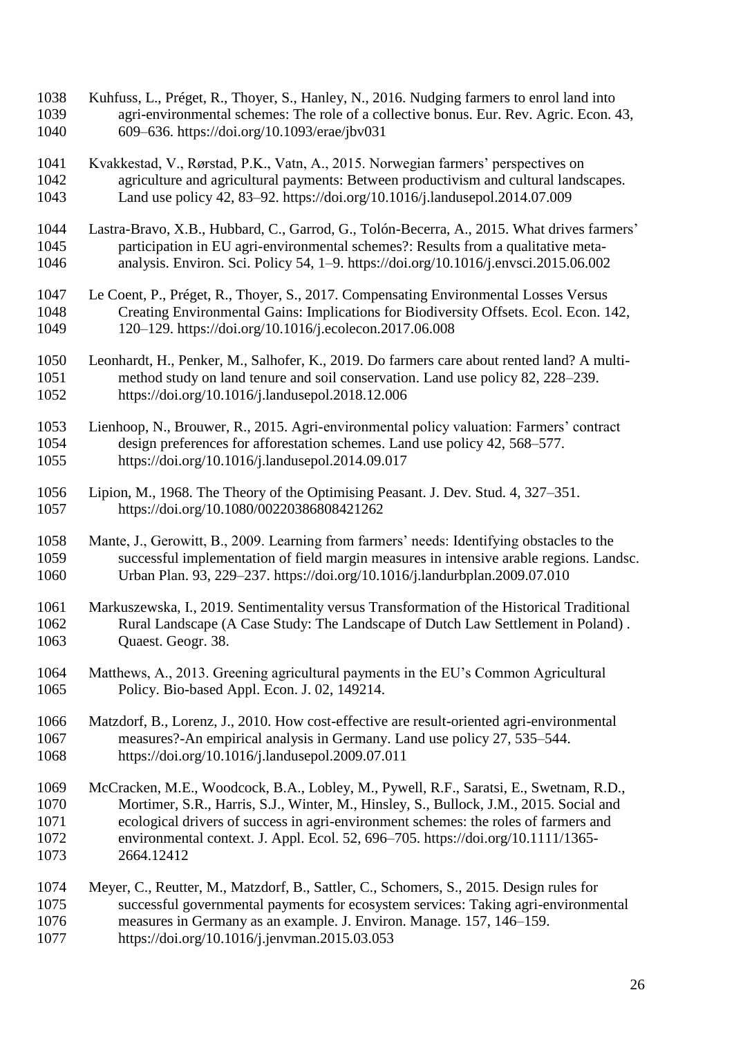Kuhfuss, L., Préget, R., Thoyer, S., Hanley, N., 2016. Nudging farmers to enrol land into agri-environmental schemes: The role of a collective bonus. Eur. Rev. Agric. Econ. 43, 609–636. https://doi.org/10.1093/erae/jbv031

Kvakkestad, V., Rørstad, P.K., Vatn, A., 2015. Norwegian farmers' perspectives on agriculture and agricultural payments: Between productivism and cultural landscapes. Land use policy 42, 83–92. https://doi.org/10.1016/j.landusepol.2014.07.009

Lastra-Bravo, X.B., Hubbard, C., Garrod, G., Tolón-Becerra, A., 2015. What drives farmers' participation in EU agri-environmental schemes?: Results from a qualitative meta-analysis. Environ. Sci. Policy 54, 1–9. https://doi.org/10.1016/j.envsci.2015.06.002

Le Coent, P., Préget, R., Thoyer, S., 2017. Compensating Environmental Losses Versus Creating Environmental Gains: Implications for Biodiversity Offsets. Ecol. Econ. 142, 120–129. https://doi.org/10.1016/j.ecolecon.2017.06.008

Leonhardt, H., Penker, M., Salhofer, K., 2019. Do farmers care about rented land? A multi-method study on land tenure and soil conservation. Land use policy 82, 228–239. https://doi.org/10.1016/j.landusepol.2018.12.006

Lienhoop, N., Brouwer, R., 2015. Agri-environmental policy valuation: Farmers' contract design preferences for afforestation schemes. Land use policy 42, 568–577. https://doi.org/10.1016/j.landusepol.2014.09.017

Lipion, M., 1968. The Theory of the Optimising Peasant. J. Dev. Stud. 4, 327–351. https://doi.org/10.1080/00220386808421262

Mante, J., Gerowitt, B., 2009. Learning from farmers' needs: Identifying obstacles to the successful implementation of field margin measures in intensive arable regions. Landsc. Urban Plan. 93, 229–237. https://doi.org/10.1016/j.landurbplan.2009.07.010

Markuszewska, I., 2019. Sentimentality versus Transformation of the Historical Traditional Rural Landscape (A Case Study: The Landscape of Dutch Law Settlement in Poland) . Quaest. Geogr. 38.

Matthews, A., 2013. Greening agricultural payments in the EU's Common Agricultural Policy. Bio-based Appl. Econ. J. 02, 149214.

Matzdorf, B., Lorenz, J., 2010. How cost-effective are result-oriented agri-environmental measures?-An empirical analysis in Germany. Land use policy 27, 535–544. https://doi.org/10.1016/j.landusepol.2009.07.011

McCracken, M.E., Woodcock, B.A., Lobley, M., Pywell, R.F., Saratsi, E., Swetnam, R.D., Mortimer, S.R., Harris, S.J., Winter, M., Hinsley, S., Bullock, J.M., 2015. Social and ecological drivers of success in agri-environment schemes: the roles of farmers and environmental context. J. Appl. Ecol. 52, 696–705. https://doi.org/10.1111/1365-2664.12412

Meyer, C., Reutter, M., Matzdorf, B., Sattler, C., Schomers, S., 2015. Design rules for successful governmental payments for ecosystem services: Taking agri-environmental measures in Germany as an example. J. Environ. Manage. 157, 146–159. https://doi.org/10.1016/j.jenvman.2015.03.053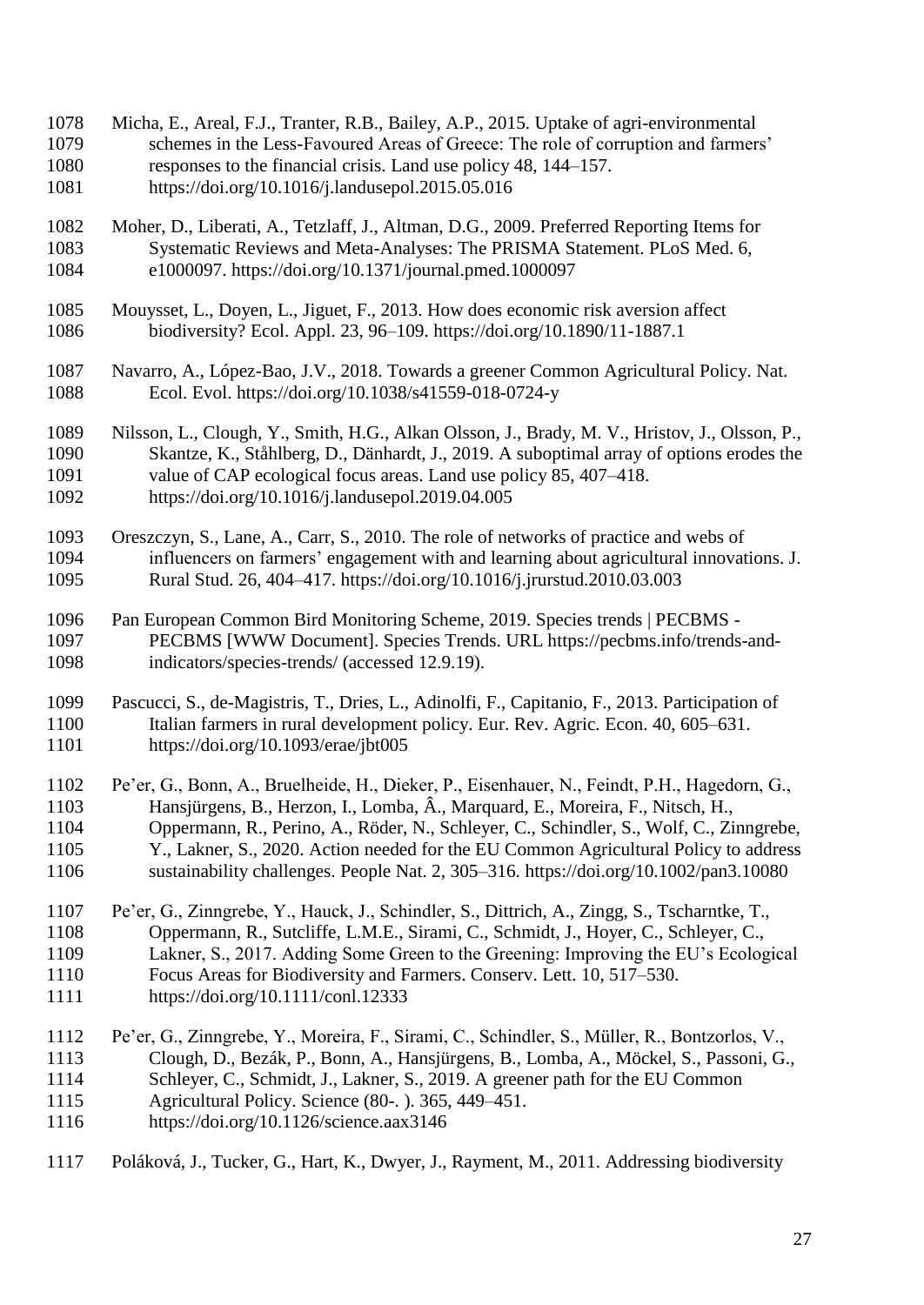Micha, E., Areal, F.J., Tranter, R.B., Bailey, A.P., 2015. Uptake of agri-environmental schemes in the Less-Favoured Areas of Greece: The role of corruption and farmers' responses to the financial crisis. Land use policy 48, 144–157. https://doi.org/10.1016/j.landusepol.2015.05.016

Moher, D., Liberati, A., Tetzlaff, J., Altman, D.G., 2009. Preferred Reporting Items for Systematic Reviews and Meta-Analyses: The PRISMA Statement. PLoS Med. 6, e1000097. https://doi.org/10.1371/journal.pmed.1000097

Mouysset, L., Doyen, L., Jiguet, F., 2013. How does economic risk aversion affect biodiversity? Ecol. Appl. 23, 96–109. https://doi.org/10.1890/11-1887.1

Navarro, A., López-Bao, J.V., 2018. Towards a greener Common Agricultural Policy. Nat. Ecol. Evol. https://doi.org/10.1038/s41559-018-0724-y

Nilsson, L., Clough, Y., Smith, H.G., Alkan Olsson, J., Brady, M. V., Hristov, J., Olsson, P., Skantze, K., Ståhlberg, D., Dänhardt, J., 2019. A suboptimal array of options erodes the value of CAP ecological focus areas. Land use policy 85, 407–418. https://doi.org/10.1016/j.landusepol.2019.04.005

Oreszczyn, S., Lane, A., Carr, S., 2010. The role of networks of practice and webs of influencers on farmers' engagement with and learning about agricultural innovations. J. Rural Stud. 26, 404–417. https://doi.org/10.1016/j.jrurstud.2010.03.003

Pan European Common Bird Monitoring Scheme, 2019. Species trends | PECBMS - PECBMS [WWW Document]. Species Trends. URL https://pecbms.info/trends-and-indicators/species-trends/ (accessed 12.9.19).

Pascucci, S., de-Magistris, T., Dries, L., Adinolfi, F., Capitanio, F., 2013. Participation of Italian farmers in rural development policy. Eur. Rev. Agric. Econ. 40, 605–631. https://doi.org/10.1093/erae/jbt005

Pe'er, G., Bonn, A., Bruelheide, H., Dieker, P., Eisenhauer, N., Feindt, P.H., Hagedorn, G., Hansjürgens, B., Herzon, I., Lomba, Â., Marquard, E., Moreira, F., Nitsch, H., Oppermann, R., Perino, A., Röder, N., Schleyer, C., Schindler, S., Wolf, C., Zinngrebe, Y., Lakner, S., 2020. Action needed for the EU Common Agricultural Policy to address sustainability challenges. People Nat. 2, 305–316. https://doi.org/10.1002/pan3.10080

Pe'er, G., Zinngrebe, Y., Hauck, J., Schindler, S., Dittrich, A., Zingg, S., Tscharntke, T., Oppermann, R., Sutcliffe, L.M.E., Sirami, C., Schmidt, J., Hoyer, C., Schleyer, C., Lakner, S., 2017. Adding Some Green to the Greening: Improving the EU's Ecological Focus Areas for Biodiversity and Farmers. Conserv. Lett. 10, 517–530. https://doi.org/10.1111/conl.12333

Pe'er, G., Zinngrebe, Y., Moreira, F., Sirami, C., Schindler, S., Müller, R., Bontzorlos, V., Clough, D., Bezák, P., Bonn, A., Hansjürgens, B., Lomba, A., Möckel, S., Passoni, G., Schleyer, C., Schmidt, J., Lakner, S., 2019. A greener path for the EU Common Agricultural Policy. Science (80-. ). 365, 449–451. https://doi.org/10.1126/science.aax3146

Poláková, J., Tucker, G., Hart, K., Dwyer, J., Rayment, M., 2011. Addressing biodiversity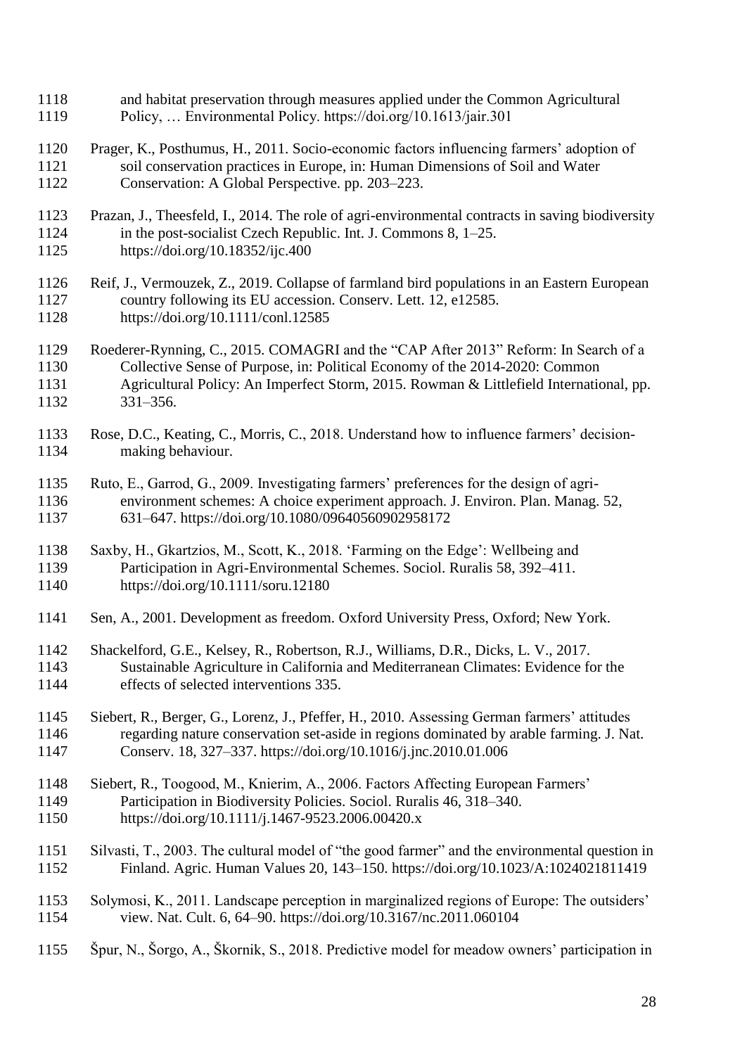and habitat preservation through measures applied under the Common Agricultural Policy, … Environmental Policy. https://doi.org/10.1613/jair.301

Prager, K., Posthumus, H., 2011. Socio-economic factors influencing farmers' adoption of soil conservation practices in Europe, in: Human Dimensions of Soil and Water Conservation: A Global Perspective. pp. 203–223.

Prazan, J., Theesfeld, I., 2014. The role of agri-environmental contracts in saving biodiversity in the post-socialist Czech Republic. Int. J. Commons 8, 1–25. https://doi.org/10.18352/ijc.400

Reif, J., Vermouzek, Z., 2019. Collapse of farmland bird populations in an Eastern European country following its EU accession. Conserv. Lett. 12, e12585. https://doi.org/10.1111/conl.12585

Roederer-Rynning, C., 2015. COMAGRI and the "CAP After 2013" Reform: In Search of a Collective Sense of Purpose, in: Political Economy of the 2014-2020: Common Agricultural Policy: An Imperfect Storm, 2015. Rowman & Littlefield International, pp. 331–356.

Rose, D.C., Keating, C., Morris, C., 2018. Understand how to influence farmers' decision-making behaviour.

Ruto, E., Garrod, G., 2009. Investigating farmers' preferences for the design of agri-environment schemes: A choice experiment approach. J. Environ. Plan. Manag. 52, 631–647. https://doi.org/10.1080/09640560902958172

Saxby, H., Gkartzios, M., Scott, K., 2018. 'Farming on the Edge': Wellbeing and Participation in Agri-Environmental Schemes. Sociol. Ruralis 58, 392–411. https://doi.org/10.1111/soru.12180

Sen, A., 2001. Development as freedom. Oxford University Press, Oxford; New York.

Shackelford, G.E., Kelsey, R., Robertson, R.J., Williams, D.R., Dicks, L. V., 2017. Sustainable Agriculture in California and Mediterranean Climates: Evidence for the effects of selected interventions 335.

Siebert, R., Berger, G., Lorenz, J., Pfeffer, H., 2010. Assessing German farmers' attitudes regarding nature conservation set-aside in regions dominated by arable farming. J. Nat. Conserv. 18, 327–337. https://doi.org/10.1016/j.jnc.2010.01.006

Siebert, R., Toogood, M., Knierim, A., 2006. Factors Affecting European Farmers' Participation in Biodiversity Policies. Sociol. Ruralis 46, 318–340. https://doi.org/10.1111/j.1467-9523.2006.00420.x

Silvasti, T., 2003. The cultural model of "the good farmer" and the environmental question in Finland. Agric. Human Values 20, 143–150. https://doi.org/10.1023/A:1024021811419

Solymosi, K., 2011. Landscape perception in marginalized regions of Europe: The outsiders' view. Nat. Cult. 6, 64–90. https://doi.org/10.3167/nc.2011.060104

Špur, N., Šorgo, A., Škornik, S., 2018. Predictive model for meadow owners' participation in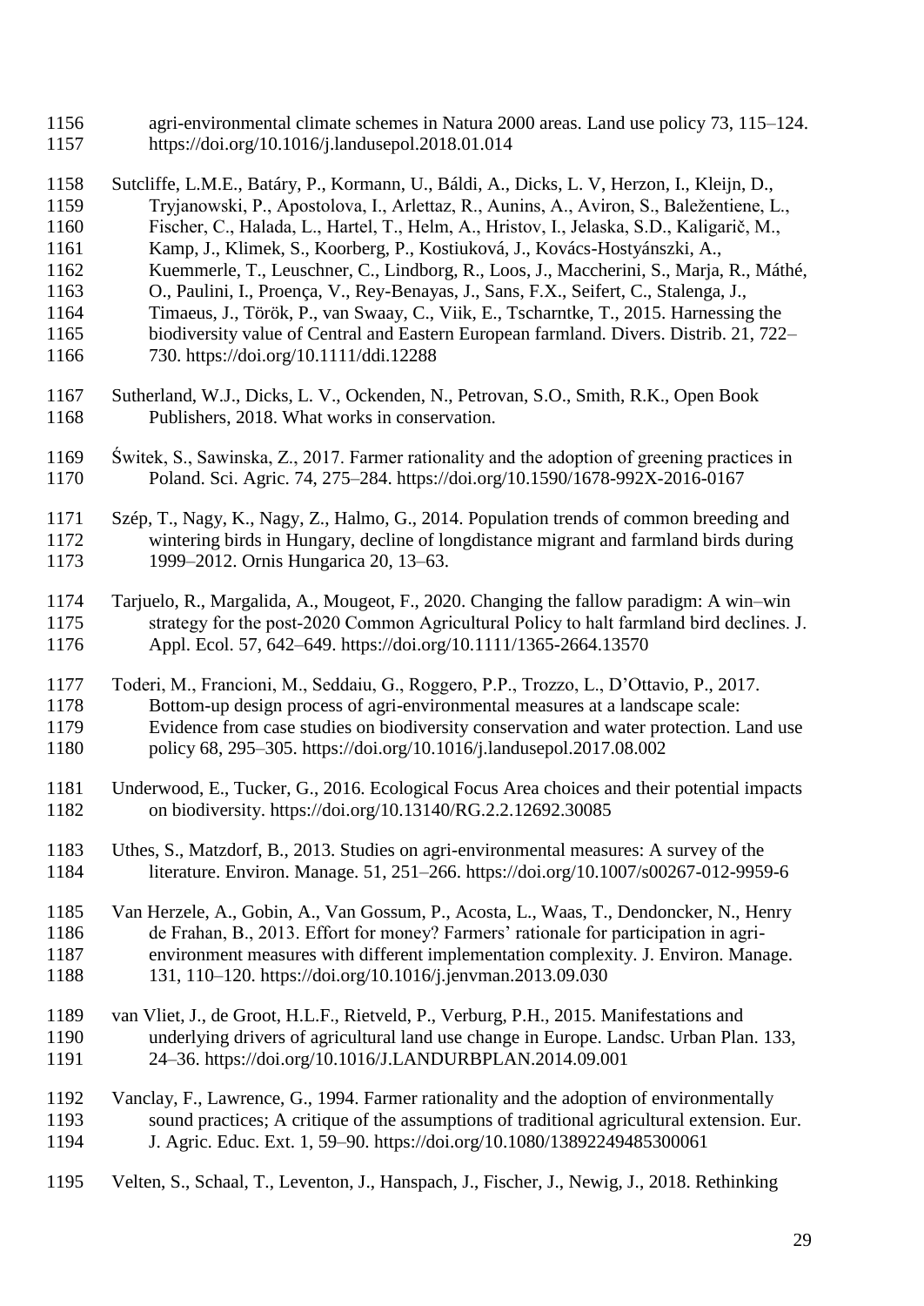agri-environmental climate schemes in Natura 2000 areas. Land use policy 73, 115–124. https://doi.org/10.1016/j.landusepol.2018.01.014

Sutcliffe, L.M.E., Batáry, P., Kormann, U., Báldi, A., Dicks, L. V, Herzon, I., Kleijn, D., Tryjanowski, P., Apostolova, I., Arlettaz, R., Aunins, A., Aviron, S., Baležentiene, L., Fischer, C., Halada, L., Hartel, T., Helm, A., Hristov, I., Jelaska, S.D., Kaligarič, M., Kamp, J., Klimek, S., Koorberg, P., Kostiuková, J., Kovács-Hostyánszki, A., Kuemmerle, T., Leuschner, C., Lindborg, R., Loos, J., Maccherini, S., Marja, R., Máthé, O., Paulini, I., Proença, V., Rey-Benayas, J., Sans, F.X., Seifert, C., Stalenga, J., Timaeus, J., Török, P., van Swaay, C., Viik, E., Tscharntke, T., 2015. Harnessing the biodiversity value of Central and Eastern European farmland. Divers. Distrib. 21, 722–730. https://doi.org/10.1111/ddi.12288

Sutherland, W.J., Dicks, L. V., Ockenden, N., Petrovan, S.O., Smith, R.K., Open Book Publishers, 2018. What works in conservation.

Świtek, S., Sawinska, Z., 2017. Farmer rationality and the adoption of greening practices in Poland. Sci. Agric. 74, 275–284. https://doi.org/10.1590/1678-992X-2016-0167

Szép, T., Nagy, K., Nagy, Z., Halmo, G., 2014. Population trends of common breeding and wintering birds in Hungary, decline of longdistance migrant and farmland birds during 1999–2012. Ornis Hungarica 20, 13–63.

Tarjuelo, R., Margalida, A., Mougeot, F., 2020. Changing the fallow paradigm: A win–win strategy for the post-2020 Common Agricultural Policy to halt farmland bird declines. J. Appl. Ecol. 57, 642–649. https://doi.org/10.1111/1365-2664.13570

Toderi, M., Francioni, M., Seddaiu, G., Roggero, P.P., Trozzo, L., D'Ottavio, P., 2017. Bottom-up design process of agri-environmental measures at a landscape scale: Evidence from case studies on biodiversity conservation and water protection. Land use policy 68, 295–305. https://doi.org/10.1016/j.landusepol.2017.08.002

Underwood, E., Tucker, G., 2016. Ecological Focus Area choices and their potential impacts on biodiversity. https://doi.org/10.13140/RG.2.2.12692.30085

Uthes, S., Matzdorf, B., 2013. Studies on agri-environmental measures: A survey of the literature. Environ. Manage. 51, 251–266. https://doi.org/10.1007/s00267-012-9959-6

Van Herzele, A., Gobin, A., Van Gossum, P., Acosta, L., Waas, T., Dendoncker, N., Henry de Frahan, B., 2013. Effort for money? Farmers' rationale for participation in agri-environment measures with different implementation complexity. J. Environ. Manage. 131, 110–120. https://doi.org/10.1016/j.jenvman.2013.09.030

van Vliet, J., de Groot, H.L.F., Rietveld, P., Verburg, P.H., 2015. Manifestations and underlying drivers of agricultural land use change in Europe. Landsc. Urban Plan. 133, 24–36. https://doi.org/10.1016/J.LANDURBPLAN.2014.09.001

Vanclay, F., Lawrence, G., 1994. Farmer rationality and the adoption of environmentally sound practices; A critique of the assumptions of traditional agricultural extension. Eur. J. Agric. Educ. Ext. 1, 59–90. https://doi.org/10.1080/13892249485300061

Velten, S., Schaal, T., Leventon, J., Hanspach, J., Fischer, J., Newig, J., 2018. Rethinking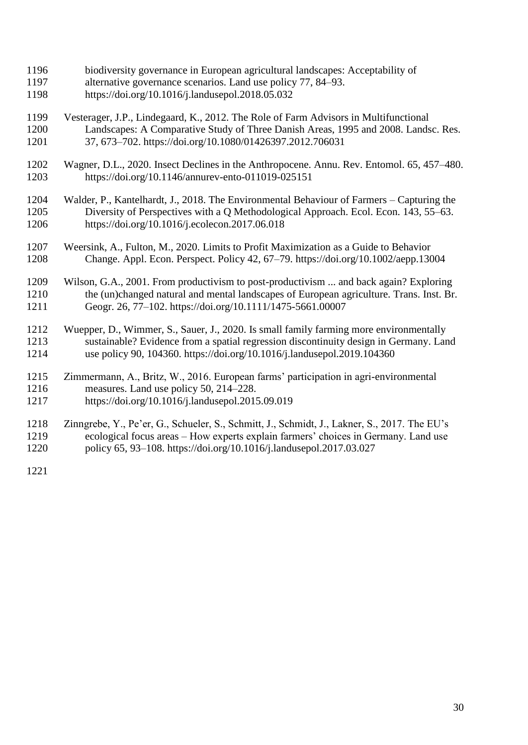biodiversity governance in European agricultural landscapes: Acceptability of alternative governance scenarios. Land use policy 77, 84–93. https://doi.org/10.1016/j.landusepol.2018.05.032

Vesterager, J.P., Lindegaard, K., 2012. The Role of Farm Advisors in Multifunctional Landscapes: A Comparative Study of Three Danish Areas, 1995 and 2008. Landsc. Res. 37, 673–702. https://doi.org/10.1080/01426397.2012.706031

Wagner, D.L., 2020. Insect Declines in the Anthropocene. Annu. Rev. Entomol. 65, 457–480. https://doi.org/10.1146/annurev-ento-011019-025151

Walder, P., Kantelhardt, J., 2018. The Environmental Behaviour of Farmers – Capturing the Diversity of Perspectives with a Q Methodological Approach. Ecol. Econ. 143, 55–63. https://doi.org/10.1016/j.ecolecon.2017.06.018

Weersink, A., Fulton, M., 2020. Limits to Profit Maximization as a Guide to Behavior Change. Appl. Econ. Perspect. Policy 42, 67–79. https://doi.org/10.1002/aepp.13004

Wilson, G.A., 2001. From productivism to post-productivism ... and back again? Exploring the (un)changed natural and mental landscapes of European agriculture. Trans. Inst. Br. Geogr. 26, 77–102. https://doi.org/10.1111/1475-5661.00007

Wuepper, D., Wimmer, S., Sauer, J., 2020. Is small family farming more environmentally sustainable? Evidence from a spatial regression discontinuity design in Germany. Land use policy 90, 104360. https://doi.org/10.1016/j.landusepol.2019.104360

Zimmermann, A., Britz, W., 2016. European farms' participation in agri-environmental measures. Land use policy 50, 214–228. https://doi.org/10.1016/j.landusepol.2015.09.019

Zinngrebe, Y., Pe'er, G., Schueler, S., Schmitt, J., Schmidt, J., Lakner, S., 2017. The EU's ecological focus areas – How experts explain farmers' choices in Germany. Land use policy 65, 93–108. https://doi.org/10.1016/j.landusepol.2017.03.027